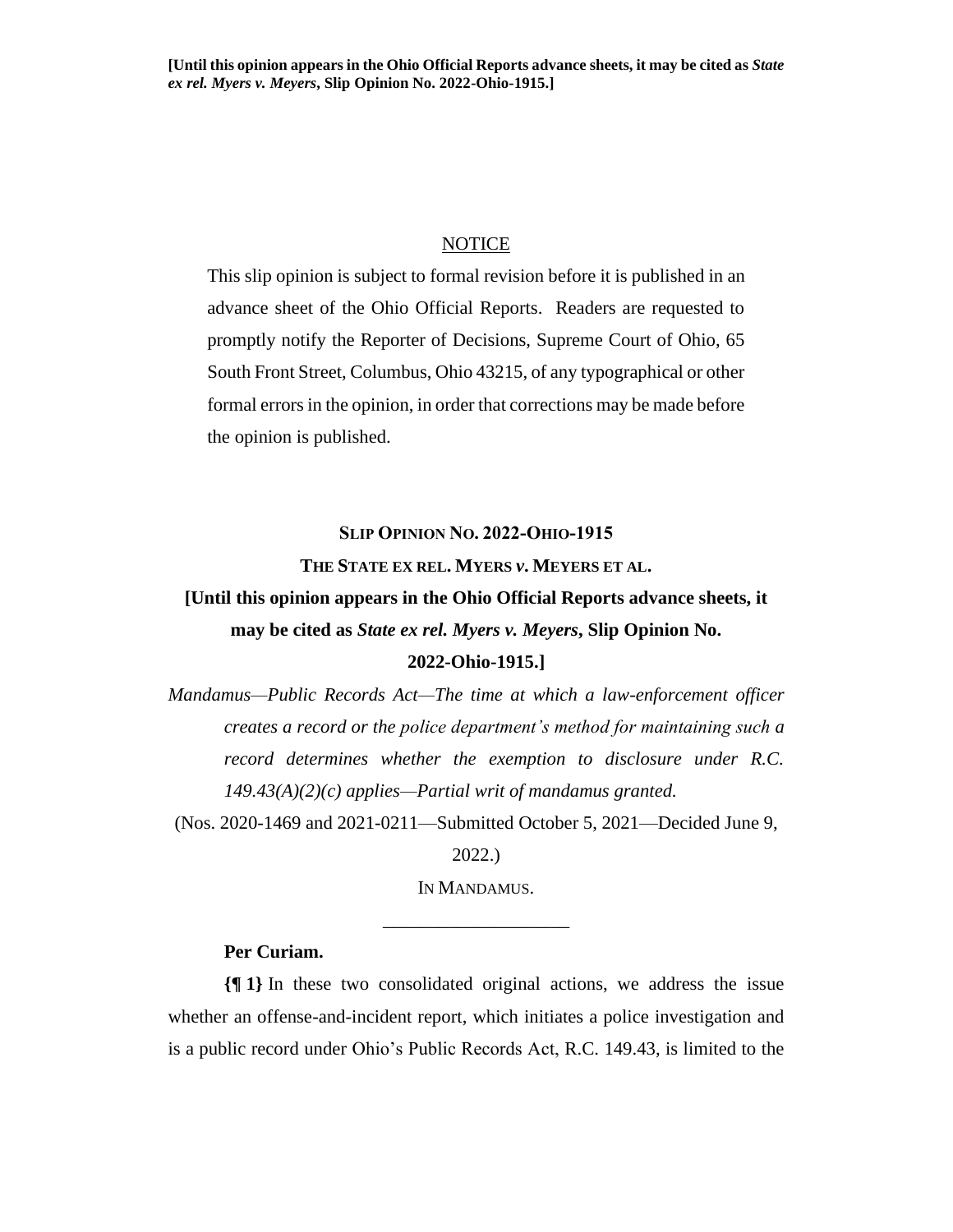**[Until this opinion appears in the Ohio Official Reports advance sheets, it may be cited as *State ex rel. Myers v. Meyers*, Slip Opinion No. 2022-Ohio-1915.]**

NOTICE

This slip opinion is subject to formal revision before it is published in an advance sheet of the Ohio Official Reports. Readers are requested to promptly notify the Reporter of Decisions, Supreme Court of Ohio, 65 South Front Street, Columbus, Ohio 43215, of any typographical or other formal errors in the opinion, in order that corrections may be made before the opinion is published.

**SLIP OPINION NO. 2022-OHIO-1915**

**THE STATE EX REL. MYERS *v*. MEYERS ET AL.**

**[Until this opinion appears in the Ohio Official Reports advance sheets, it may be cited as *State ex rel. Myers v. Meyers*, Slip Opinion No. 2022-Ohio-1915.]**

*Mandamus—Public Records Act—The time at which a law-enforcement officer creates a record or the police department's method for maintaining such a record determines whether the exemption to disclosure under R.C. 149.43(A)(2)(c) applies—Partial writ of mandamus granted.*

(Nos. 2020-1469 and 2021-0211—Submitted October 5, 2021—Decided June 9, 2022.)

IN MANDAMUS.

\_\_\_\_\_\_\_\_\_\_\_\_\_\_\_\_\_\_\_\_

**Per Curiam.**

**{¶ 1}** In these two consolidated original actions, we address the issue whether an offense-and-incident report, which initiates a police investigation and is a public record under Ohio's Public Records Act, R.C. 149.43, is limited to the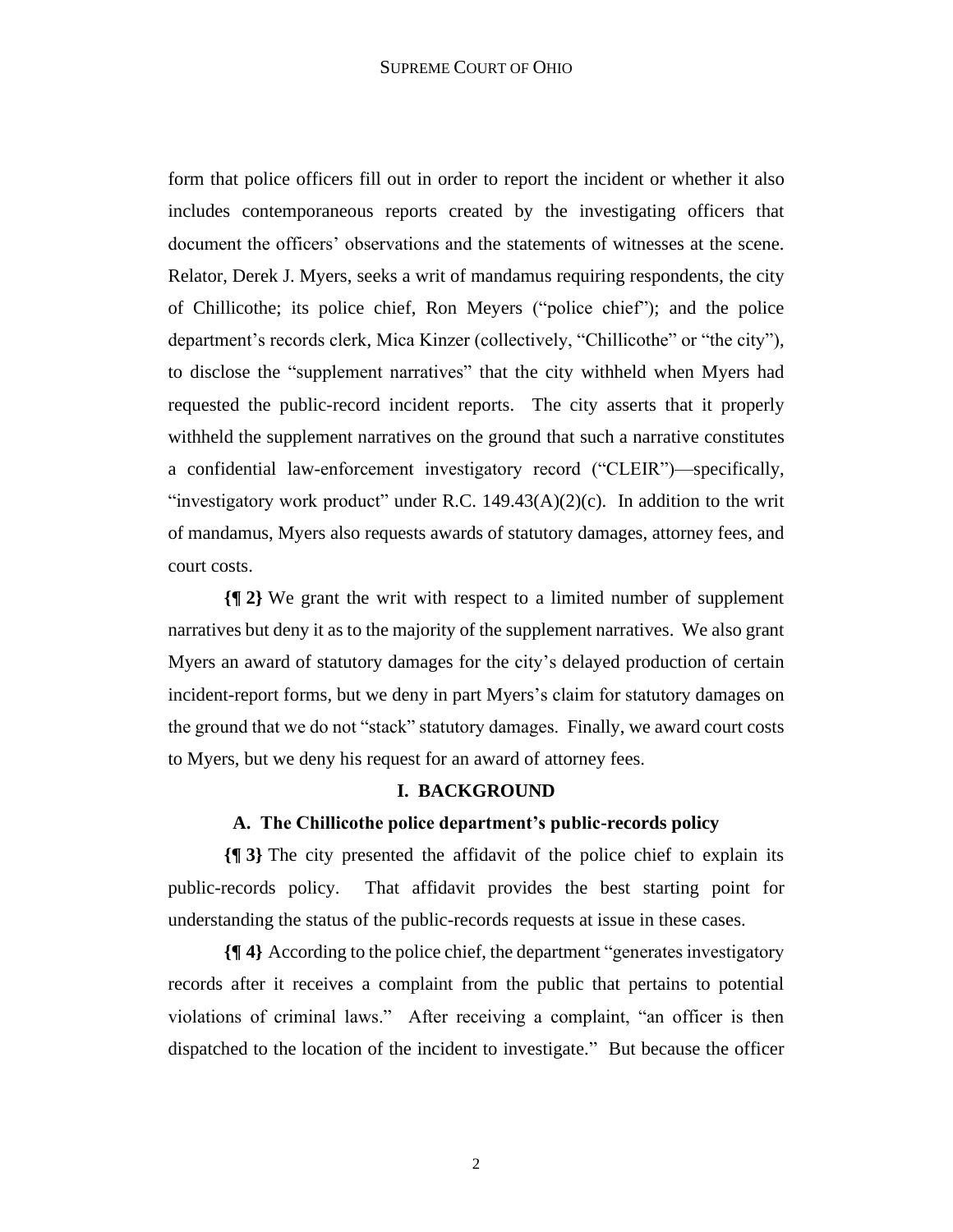form that police officers fill out in order to report the incident or whether it also includes contemporaneous reports created by the investigating officers that document the officers' observations and the statements of witnesses at the scene. Relator, Derek J. Myers, seeks a writ of mandamus requiring respondents, the city of Chillicothe; its police chief, Ron Meyers ("police chief"); and the police department's records clerk, Mica Kinzer (collectively, "Chillicothe" or "the city"), to disclose the "supplement narratives" that the city withheld when Myers had requested the public-record incident reports. The city asserts that it properly withheld the supplement narratives on the ground that such a narrative constitutes a confidential law-enforcement investigatory record ("CLEIR")—specifically, "investigatory work product" under R.C. 149.43(A)(2)(c). In addition to the writ of mandamus, Myers also requests awards of statutory damages, attorney fees, and court costs.

**{¶ 2}** We grant the writ with respect to a limited number of supplement narratives but deny it as to the majority of the supplement narratives. We also grant Myers an award of statutory damages for the city's delayed production of certain incident-report forms, but we deny in part Myers's claim for statutory damages on the ground that we do not "stack" statutory damages. Finally, we award court costs to Myers, but we deny his request for an award of attorney fees.

## I. BACKGROUND

### A. The Chillicothe police department's public-records policy

**{¶ 3}** The city presented the affidavit of the police chief to explain its public-records policy. That affidavit provides the best starting point for understanding the status of the public-records requests at issue in these cases.

**{¶ 4}** According to the police chief, the department "generates investigatory records after it receives a complaint from the public that pertains to potential violations of criminal laws." After receiving a complaint, "an officer is then dispatched to the location of the incident to investigate." But because the officer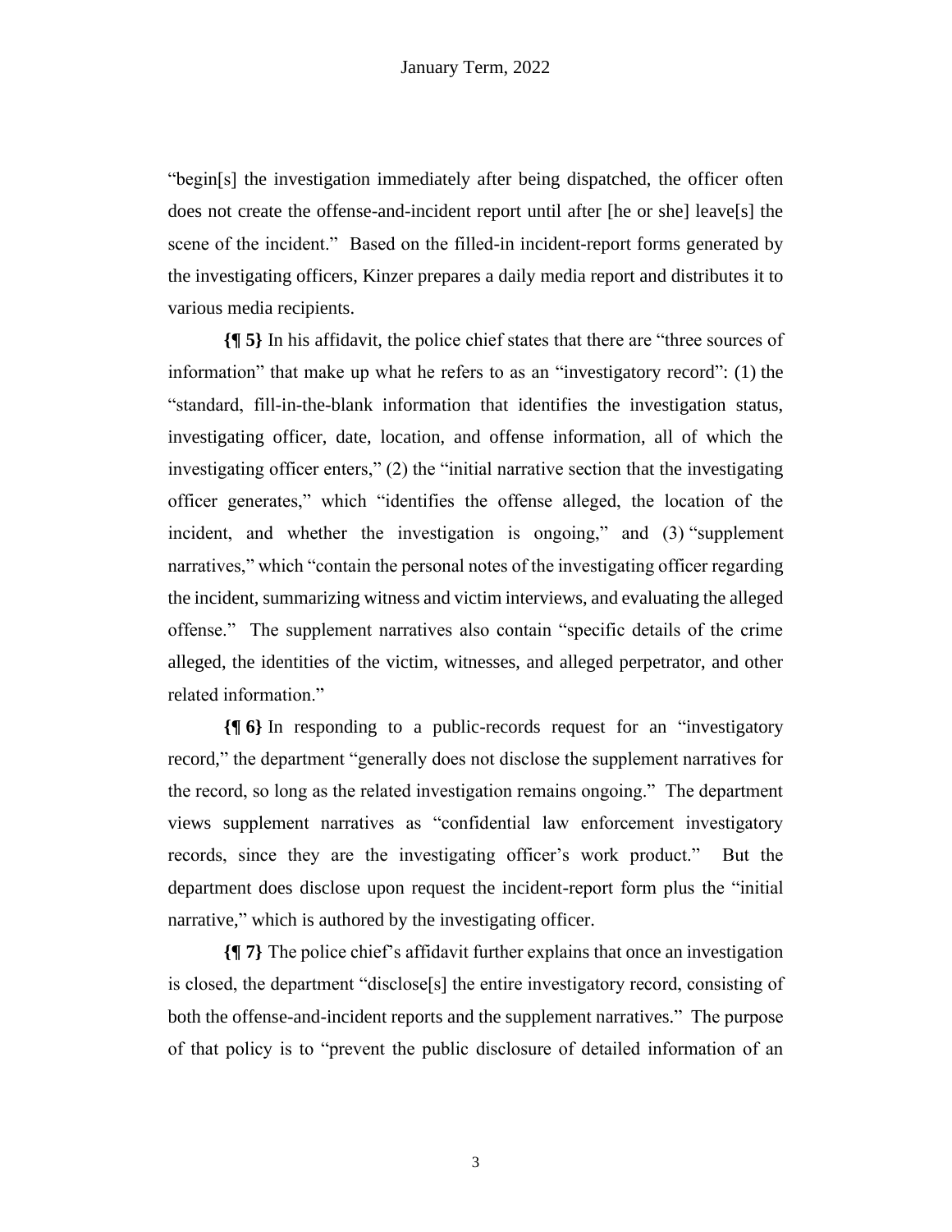"begin[s] the investigation immediately after being dispatched, the officer often does not create the offense-and-incident report until after [he or she] leave[s] the scene of the incident." Based on the filled-in incident-report forms generated by the investigating officers, Kinzer prepares a daily media report and distributes it to various media recipients.

**{¶ 5}** In his affidavit, the police chief states that there are "three sources of information" that make up what he refers to as an "investigatory record": (1) the "standard, fill-in-the-blank information that identifies the investigation status, investigating officer, date, location, and offense information, all of which the investigating officer enters," (2) the "initial narrative section that the investigating officer generates," which "identifies the offense alleged, the location of the incident, and whether the investigation is ongoing," and (3) "supplement narratives," which "contain the personal notes of the investigating officer regarding the incident, summarizing witness and victim interviews, and evaluating the alleged offense." The supplement narratives also contain "specific details of the crime alleged, the identities of the victim, witnesses, and alleged perpetrator, and other related information."

**{¶ 6}** In responding to a public-records request for an "investigatory record," the department "generally does not disclose the supplement narratives for the record, so long as the related investigation remains ongoing." The department views supplement narratives as "confidential law enforcement investigatory records, since they are the investigating officer's work product." But the department does disclose upon request the incident-report form plus the "initial narrative," which is authored by the investigating officer.

**{¶ 7}** The police chief's affidavit further explains that once an investigation is closed, the department "disclose[s] the entire investigatory record, consisting of both the offense-and-incident reports and the supplement narratives." The purpose of that policy is to "prevent the public disclosure of detailed information of an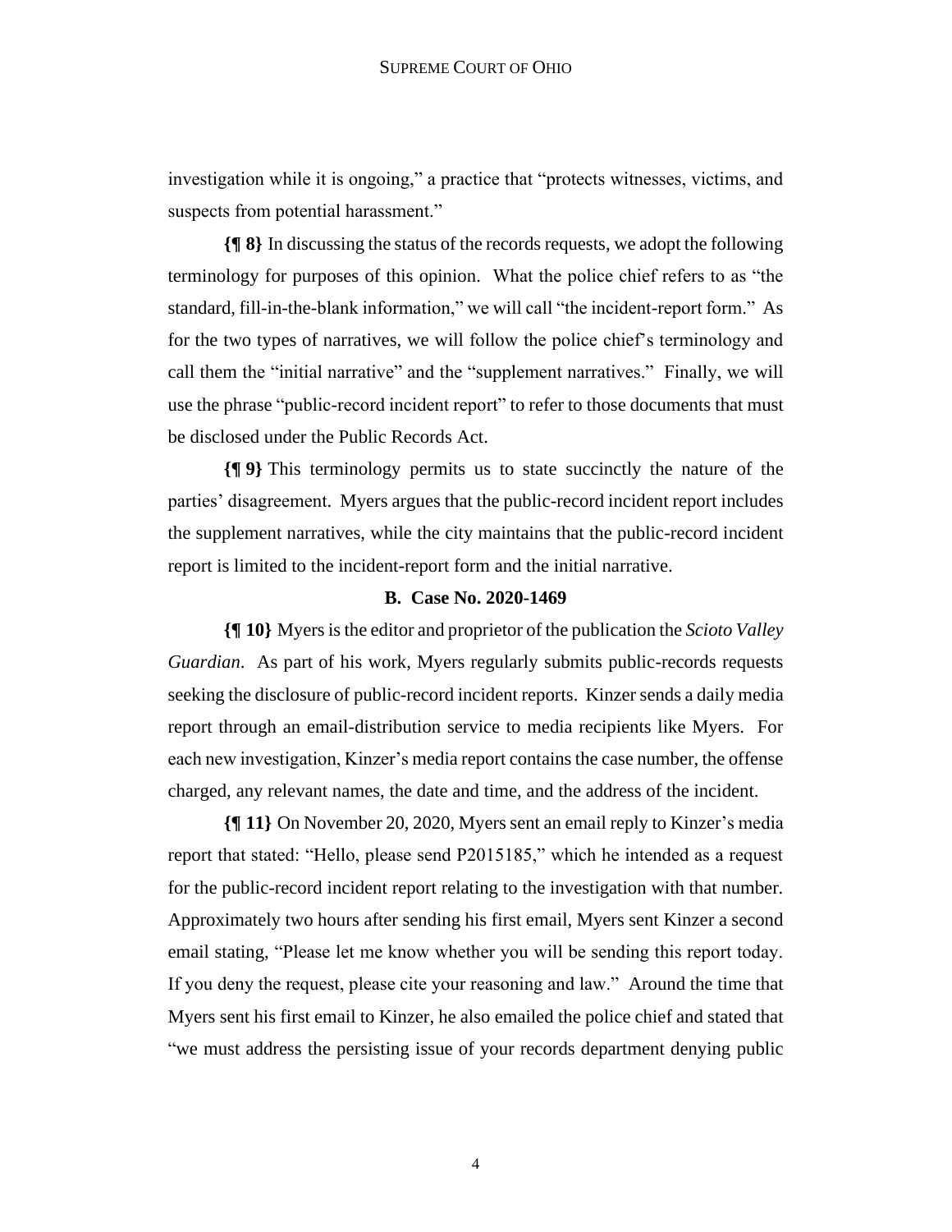investigation while it is ongoing," a practice that "protects witnesses, victims, and suspects from potential harassment."

**{¶ 8}** In discussing the status of the records requests, we adopt the following terminology for purposes of this opinion. What the police chief refers to as "the standard, fill-in-the-blank information," we will call "the incident-report form." As for the two types of narratives, we will follow the police chief's terminology and call them the "initial narrative" and the "supplement narratives." Finally, we will use the phrase "public-record incident report" to refer to those documents that must be disclosed under the Public Records Act.

**{¶ 9}** This terminology permits us to state succinctly the nature of the parties' disagreement. Myers argues that the public-record incident report includes the supplement narratives, while the city maintains that the public-record incident report is limited to the incident-report form and the initial narrative.

### B. Case No. 2020-1469

**{¶ 10}** Myers is the editor and proprietor of the publication the *Scioto Valley Guardian*. As part of his work, Myers regularly submits public-records requests seeking the disclosure of public-record incident reports. Kinzer sends a daily media report through an email-distribution service to media recipients like Myers. For each new investigation, Kinzer's media report contains the case number, the offense charged, any relevant names, the date and time, and the address of the incident.

**{¶ 11}** On November 20, 2020, Myers sent an email reply to Kinzer's media report that stated: "Hello, please send P2015185," which he intended as a request for the public-record incident report relating to the investigation with that number. Approximately two hours after sending his first email, Myers sent Kinzer a second email stating, "Please let me know whether you will be sending this report today. If you deny the request, please cite your reasoning and law." Around the time that Myers sent his first email to Kinzer, he also emailed the police chief and stated that "we must address the persisting issue of your records department denying public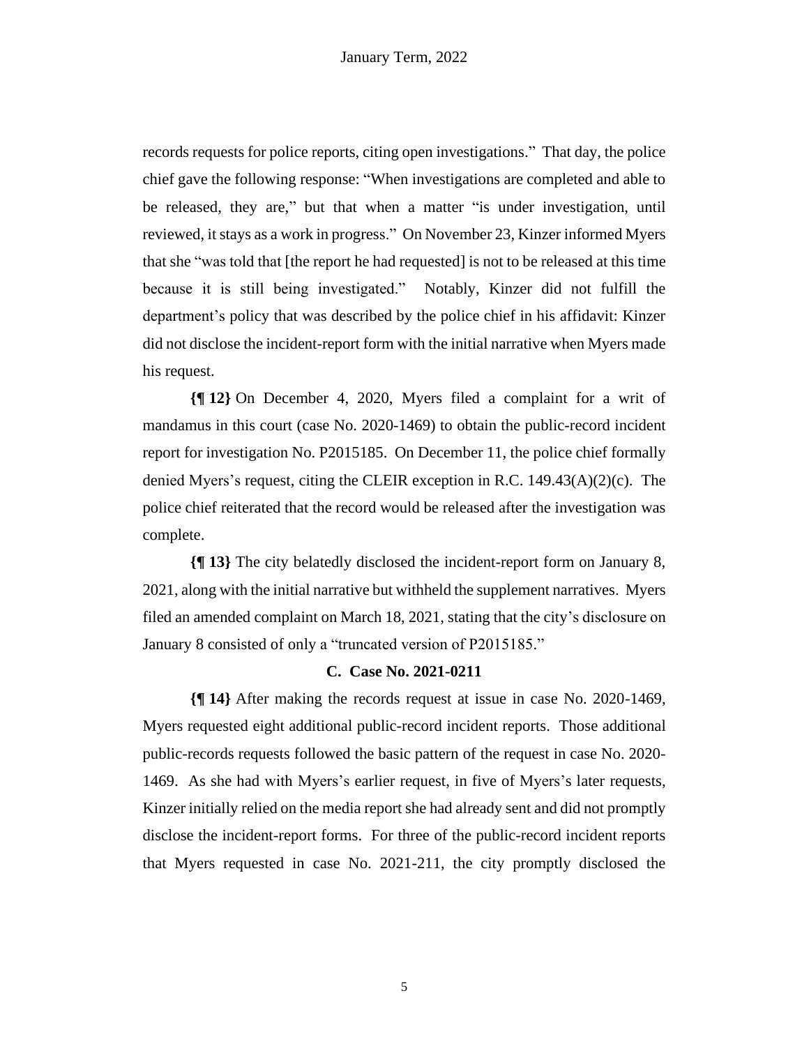records requests for police reports, citing open investigations." That day, the police chief gave the following response: "When investigations are completed and able to be released, they are," but that when a matter "is under investigation, until reviewed, it stays as a work in progress." On November 23, Kinzer informed Myers that she "was told that [the report he had requested] is not to be released at this time because it is still being investigated." Notably, Kinzer did not fulfill the department's policy that was described by the police chief in his affidavit: Kinzer did not disclose the incident-report form with the initial narrative when Myers made his request.

**{¶ 12}** On December 4, 2020, Myers filed a complaint for a writ of mandamus in this court (case No. 2020-1469) to obtain the public-record incident report for investigation No. P2015185. On December 11, the police chief formally denied Myers's request, citing the CLEIR exception in R.C. 149.43(A)(2)(c). The police chief reiterated that the record would be released after the investigation was complete.

**{¶ 13}** The city belatedly disclosed the incident-report form on January 8, 2021, along with the initial narrative but withheld the supplement narratives. Myers filed an amended complaint on March 18, 2021, stating that the city's disclosure on January 8 consisted of only a "truncated version of P2015185."

### C. Case No. 2021-0211

**{¶ 14}** After making the records request at issue in case No. 2020-1469, Myers requested eight additional public-record incident reports. Those additional public-records requests followed the basic pattern of the request in case No. 2020-1469. As she had with Myers's earlier request, in five of Myers's later requests, Kinzer initially relied on the media report she had already sent and did not promptly disclose the incident-report forms. For three of the public-record incident reports that Myers requested in case No. 2021-211, the city promptly disclosed the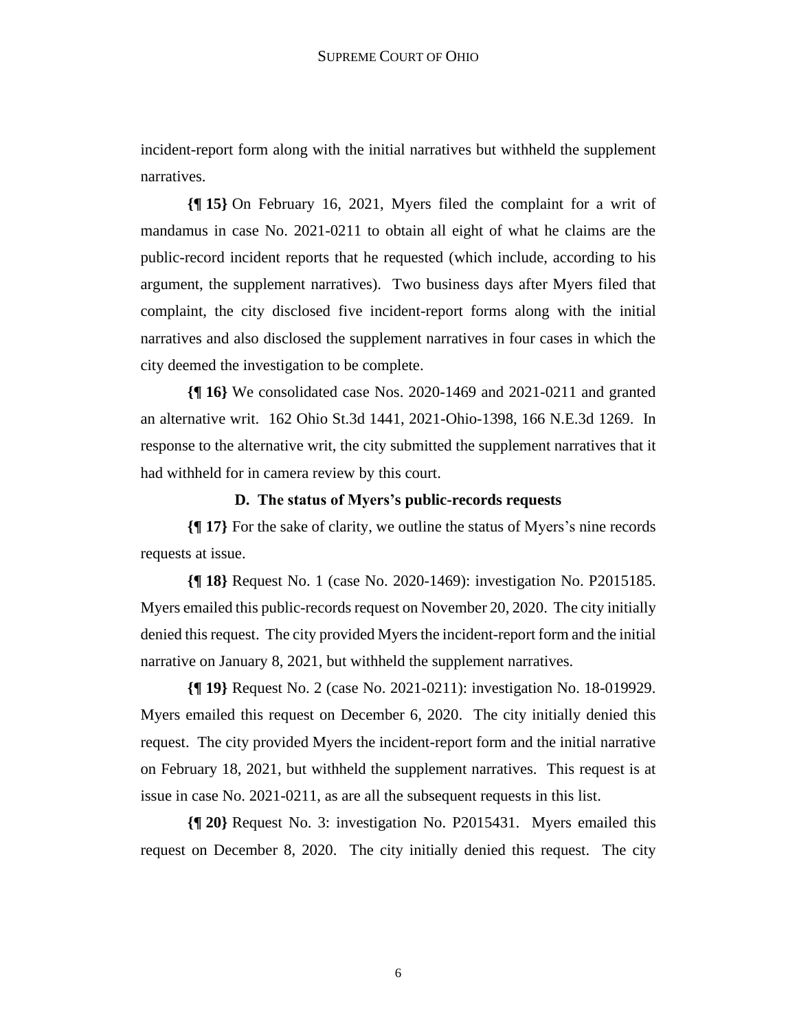incident-report form along with the initial narratives but withheld the supplement narratives.

**{¶ 15}** On February 16, 2021, Myers filed the complaint for a writ of mandamus in case No. 2021-0211 to obtain all eight of what he claims are the public-record incident reports that he requested (which include, according to his argument, the supplement narratives). Two business days after Myers filed that complaint, the city disclosed five incident-report forms along with the initial narratives and also disclosed the supplement narratives in four cases in which the city deemed the investigation to be complete.

**{¶ 16}** We consolidated case Nos. 2020-1469 and 2021-0211 and granted an alternative writ. 162 Ohio St.3d 1441, 2021-Ohio-1398, 166 N.E.3d 1269. In response to the alternative writ, the city submitted the supplement narratives that it had withheld for in camera review by this court.

### D. The status of Myers's public-records requests

**{¶ 17}** For the sake of clarity, we outline the status of Myers's nine records requests at issue.

**{¶ 18}** Request No. 1 (case No. 2020-1469): investigation No. P2015185. Myers emailed this public-records request on November 20, 2020. The city initially denied this request. The city provided Myers the incident-report form and the initial narrative on January 8, 2021, but withheld the supplement narratives.

**{¶ 19}** Request No. 2 (case No. 2021-0211): investigation No. 18-019929. Myers emailed this request on December 6, 2020. The city initially denied this request. The city provided Myers the incident-report form and the initial narrative on February 18, 2021, but withheld the supplement narratives. This request is at issue in case No. 2021-0211, as are all the subsequent requests in this list.

**{¶ 20}** Request No. 3: investigation No. P2015431. Myers emailed this request on December 8, 2020. The city initially denied this request. The city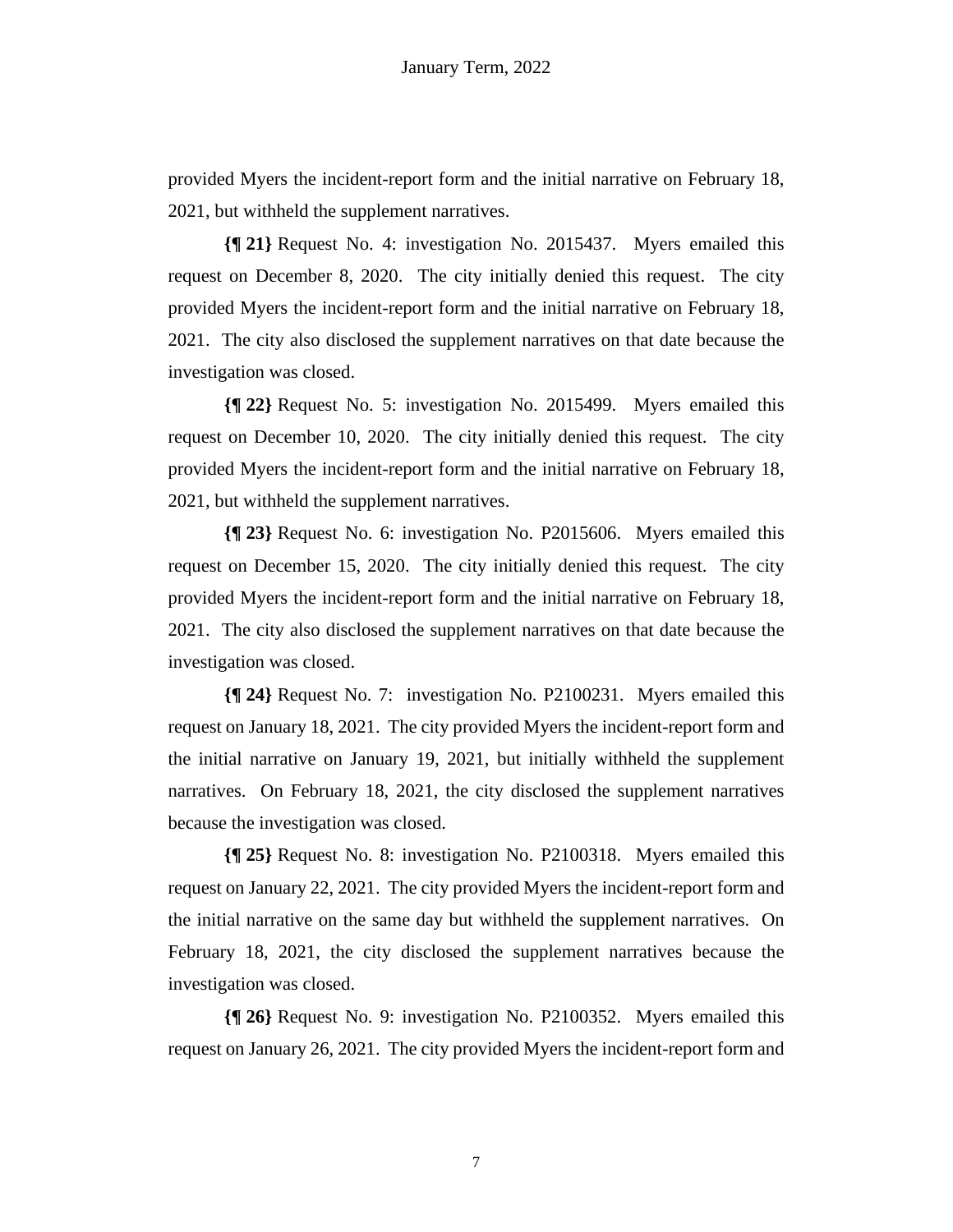provided Myers the incident-report form and the initial narrative on February 18, 2021, but withheld the supplement narratives.

**{¶ 21}** Request No. 4: investigation No. 2015437. Myers emailed this request on December 8, 2020. The city initially denied this request. The city provided Myers the incident-report form and the initial narrative on February 18, 2021. The city also disclosed the supplement narratives on that date because the investigation was closed.

**{¶ 22}** Request No. 5: investigation No. 2015499. Myers emailed this request on December 10, 2020. The city initially denied this request. The city provided Myers the incident-report form and the initial narrative on February 18, 2021, but withheld the supplement narratives.

**{¶ 23}** Request No. 6: investigation No. P2015606. Myers emailed this request on December 15, 2020. The city initially denied this request. The city provided Myers the incident-report form and the initial narrative on February 18, 2021. The city also disclosed the supplement narratives on that date because the investigation was closed.

**{¶ 24}** Request No. 7: investigation No. P2100231. Myers emailed this request on January 18, 2021. The city provided Myers the incident-report form and the initial narrative on January 19, 2021, but initially withheld the supplement narratives. On February 18, 2021, the city disclosed the supplement narratives because the investigation was closed.

**{¶ 25}** Request No. 8: investigation No. P2100318. Myers emailed this request on January 22, 2021. The city provided Myers the incident-report form and the initial narrative on the same day but withheld the supplement narratives. On February 18, 2021, the city disclosed the supplement narratives because the investigation was closed.

**{¶ 26}** Request No. 9: investigation No. P2100352. Myers emailed this request on January 26, 2021. The city provided Myers the incident-report form and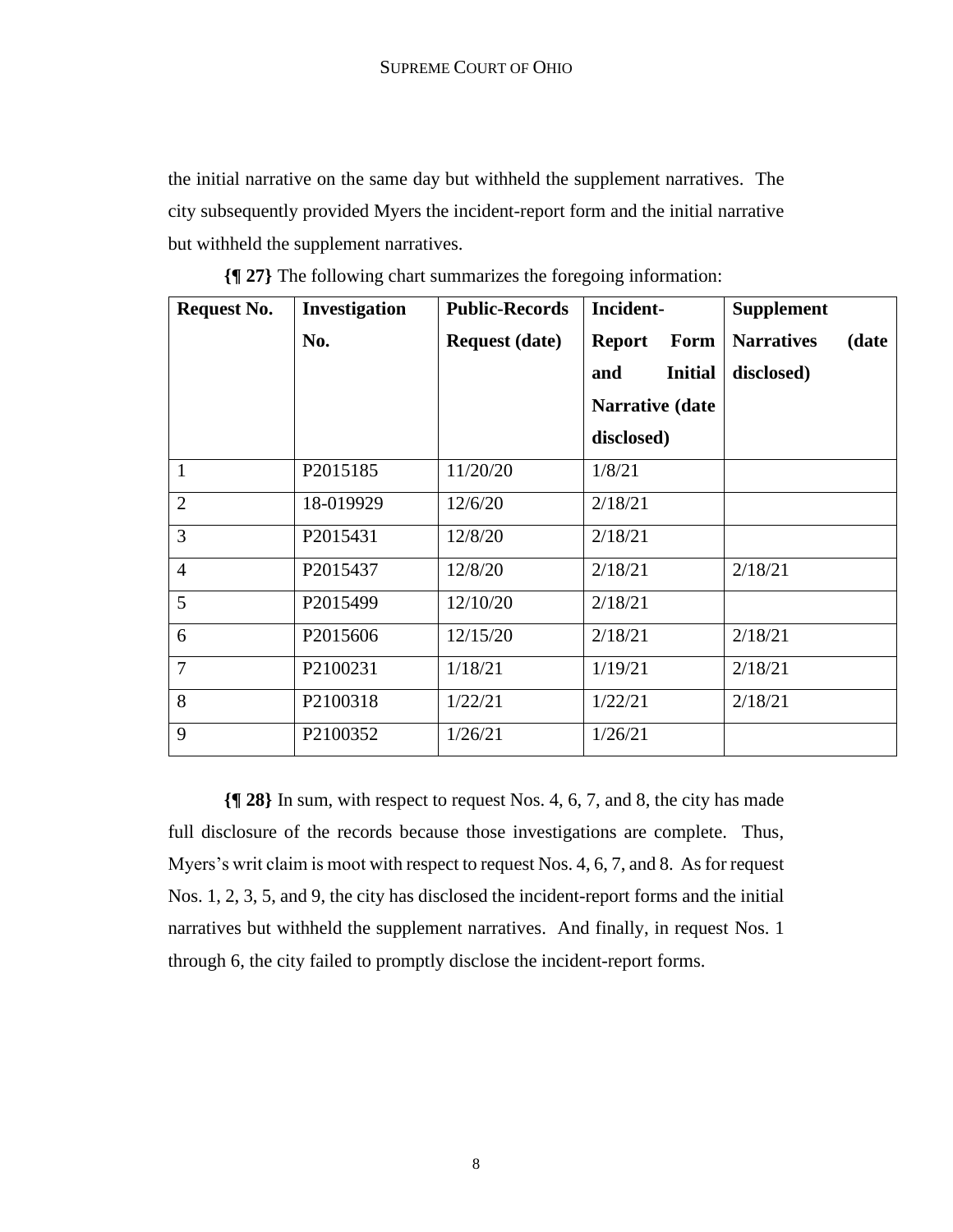the initial narrative on the same day but withheld the supplement narratives. The city subsequently provided Myers the incident-report form and the initial narrative but withheld the supplement narratives.

**{¶ 27}** The following chart summarizes the foregoing information:

| Request No. | Investigation No. | Public-Records Request (date) | Incident-Report Form and Initial Narrative (date disclosed) | Supplement Narratives (date disclosed) |
|---|---|---|---|---|
| 1 | P2015185 | 11/20/20 | 1/8/21 | |
| 2 | 18-019929 | 12/6/20 | 2/18/21 | |
| 3 | P2015431 | 12/8/20 | 2/18/21 | |
| 4 | P2015437 | 12/8/20 | 2/18/21 | 2/18/21 |
| 5 | P2015499 | 12/10/20 | 2/18/21 | |
| 6 | P2015606 | 12/15/20 | 2/18/21 | 2/18/21 |
| 7 | P2100231 | 1/18/21 | 1/19/21 | 2/18/21 |
| 8 | P2100318 | 1/22/21 | 1/22/21 | 2/18/21 |
| 9 | P2100352 | 1/26/21 | 1/26/21 | |

**{¶ 28}** In sum, with respect to request Nos. 4, 6, 7, and 8, the city has made full disclosure of the records because those investigations are complete. Thus, Myers's writ claim is moot with respect to request Nos. 4, 6, 7, and 8. As for request Nos. 1, 2, 3, 5, and 9, the city has disclosed the incident-report forms and the initial narratives but withheld the supplement narratives. And finally, in request Nos. 1 through 6, the city failed to promptly disclose the incident-report forms.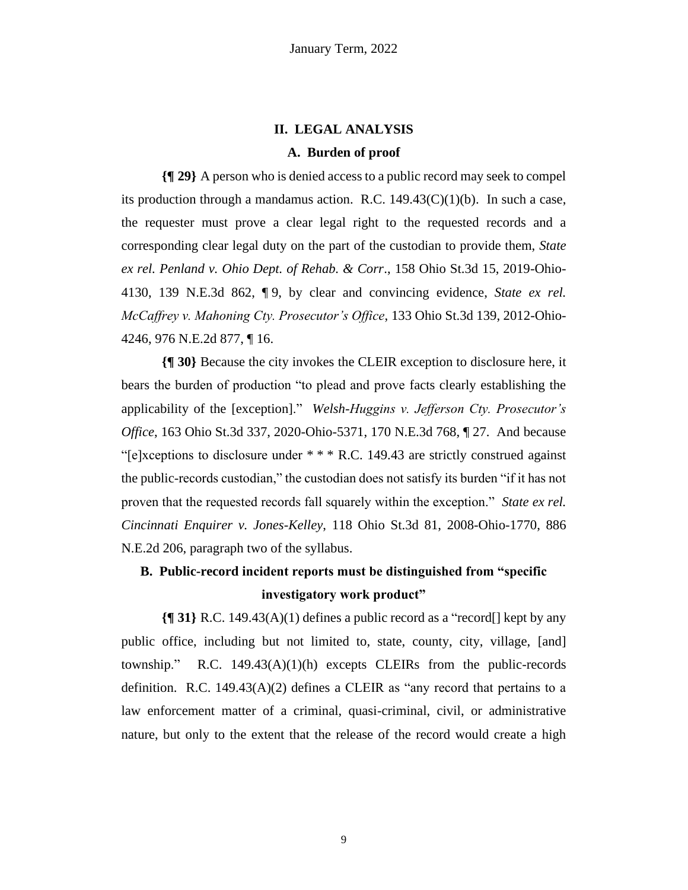## II. LEGAL ANALYSIS

### A. Burden of proof

**{¶ 29}** A person who is denied access to a public record may seek to compel its production through a mandamus action. R.C. 149.43(C)(1)(b). In such a case, the requester must prove a clear legal right to the requested records and a corresponding clear legal duty on the part of the custodian to provide them, *State ex rel. Penland v. Ohio Dept. of Rehab. & Corr*., 158 Ohio St.3d 15, 2019-Ohio-4130, 139 N.E.3d 862, ¶ 9, by clear and convincing evidence, *State ex rel. McCaffrey v. Mahoning Cty. Prosecutor's Office*, 133 Ohio St.3d 139, 2012-Ohio-4246, 976 N.E.2d 877, ¶ 16.

**{¶ 30}** Because the city invokes the CLEIR exception to disclosure here, it bears the burden of production "to plead and prove facts clearly establishing the applicability of the [exception]." *Welsh-Huggins v. Jefferson Cty. Prosecutor's Office*, 163 Ohio St.3d 337, 2020-Ohio-5371, 170 N.E.3d 768, ¶ 27. And because "[e]xceptions to disclosure under * * * R.C. 149.43 are strictly construed against the public-records custodian," the custodian does not satisfy its burden "if it has not proven that the requested records fall squarely within the exception." *State ex rel. Cincinnati Enquirer v. Jones-Kelley*, 118 Ohio St.3d 81, 2008-Ohio-1770, 886 N.E.2d 206, paragraph two of the syllabus.

### B. Public-record incident reports must be distinguished from "specific investigatory work product"

**{¶ 31}** R.C. 149.43(A)(1) defines a public record as a "record[] kept by any public office, including but not limited to, state, county, city, village, [and] township." R.C. 149.43(A)(1)(h) excepts CLEIRs from the public-records definition. R.C. 149.43(A)(2) defines a CLEIR as "any record that pertains to a law enforcement matter of a criminal, quasi-criminal, civil, or administrative nature, but only to the extent that the release of the record would create a high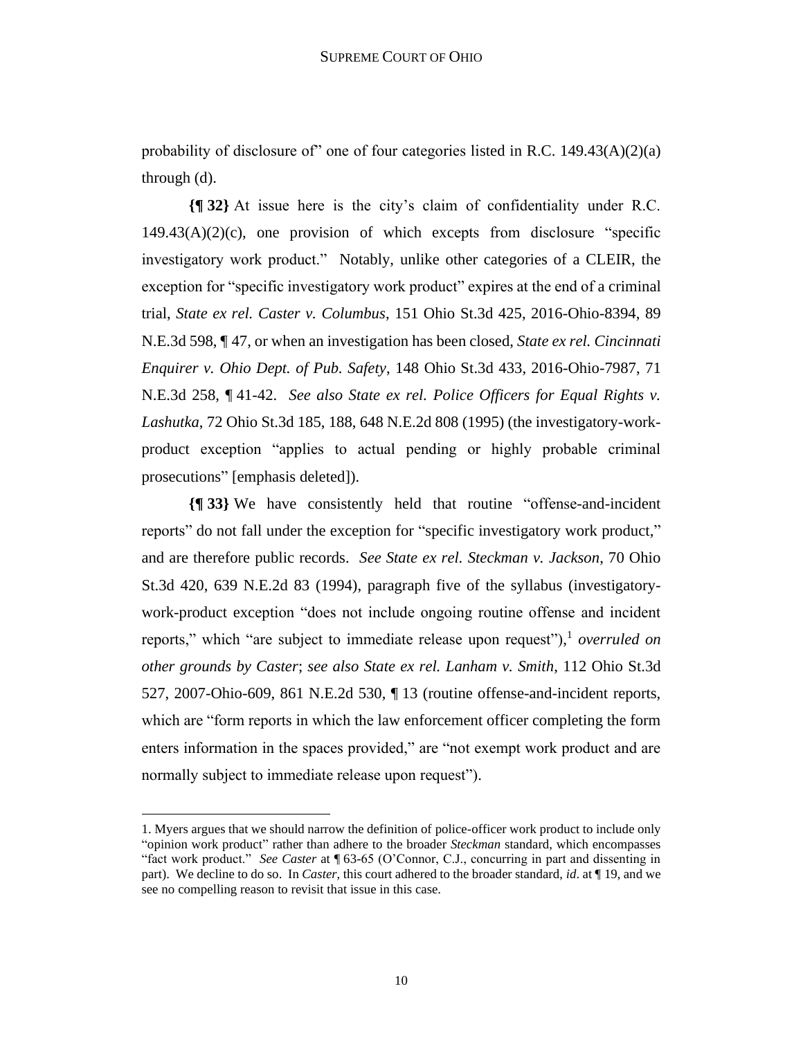probability of disclosure of" one of four categories listed in R.C. 149.43(A)(2)(a) through (d).

**{¶ 32}** At issue here is the city's claim of confidentiality under R.C. 149.43(A)(2)(c), one provision of which excepts from disclosure "specific investigatory work product." Notably, unlike other categories of a CLEIR, the exception for "specific investigatory work product" expires at the end of a criminal trial, *State ex rel. Caster v. Columbus*, 151 Ohio St.3d 425, 2016-Ohio-8394, 89 N.E.3d 598, ¶ 47, or when an investigation has been closed, *State ex rel. Cincinnati Enquirer v. Ohio Dept. of Pub. Safety*, 148 Ohio St.3d 433, 2016-Ohio-7987, 71 N.E.3d 258, ¶ 41-42. *See also State ex rel. Police Officers for Equal Rights v. Lashutka*, 72 Ohio St.3d 185, 188, 648 N.E.2d 808 (1995) (the investigatory-work-product exception "applies to actual pending or highly probable criminal prosecutions" [emphasis deleted]).

**{¶ 33}** We have consistently held that routine "offense-and-incident reports" do not fall under the exception for "specific investigatory work product," and are therefore public records. *See State ex rel. Steckman v. Jackson*, 70 Ohio St.3d 420, 639 N.E.2d 83 (1994), paragraph five of the syllabus (investigatory-work-product exception "does not include ongoing routine offense and incident reports," which "are subject to immediate release upon request"),[1] *overruled on other grounds by Caster*; *see also State ex rel. Lanham v. Smith*, 112 Ohio St.3d 527, 2007-Ohio-609, 861 N.E.2d 530, ¶ 13 (routine offense-and-incident reports, which are "form reports in which the law enforcement officer completing the form enters information in the spaces provided," are "not exempt work product and are normally subject to immediate release upon request").

---

1. Myers argues that we should narrow the definition of police-officer work product to include only "opinion work product" rather than adhere to the broader *Steckman* standard, which encompasses "fact work product." *See Caster* at ¶ 63-65 (O'Connor, C.J., concurring in part and dissenting in part). We decline to do so. In *Caster*, this court adhered to the broader standard, *id*. at ¶ 19, and we see no compelling reason to revisit that issue in this case.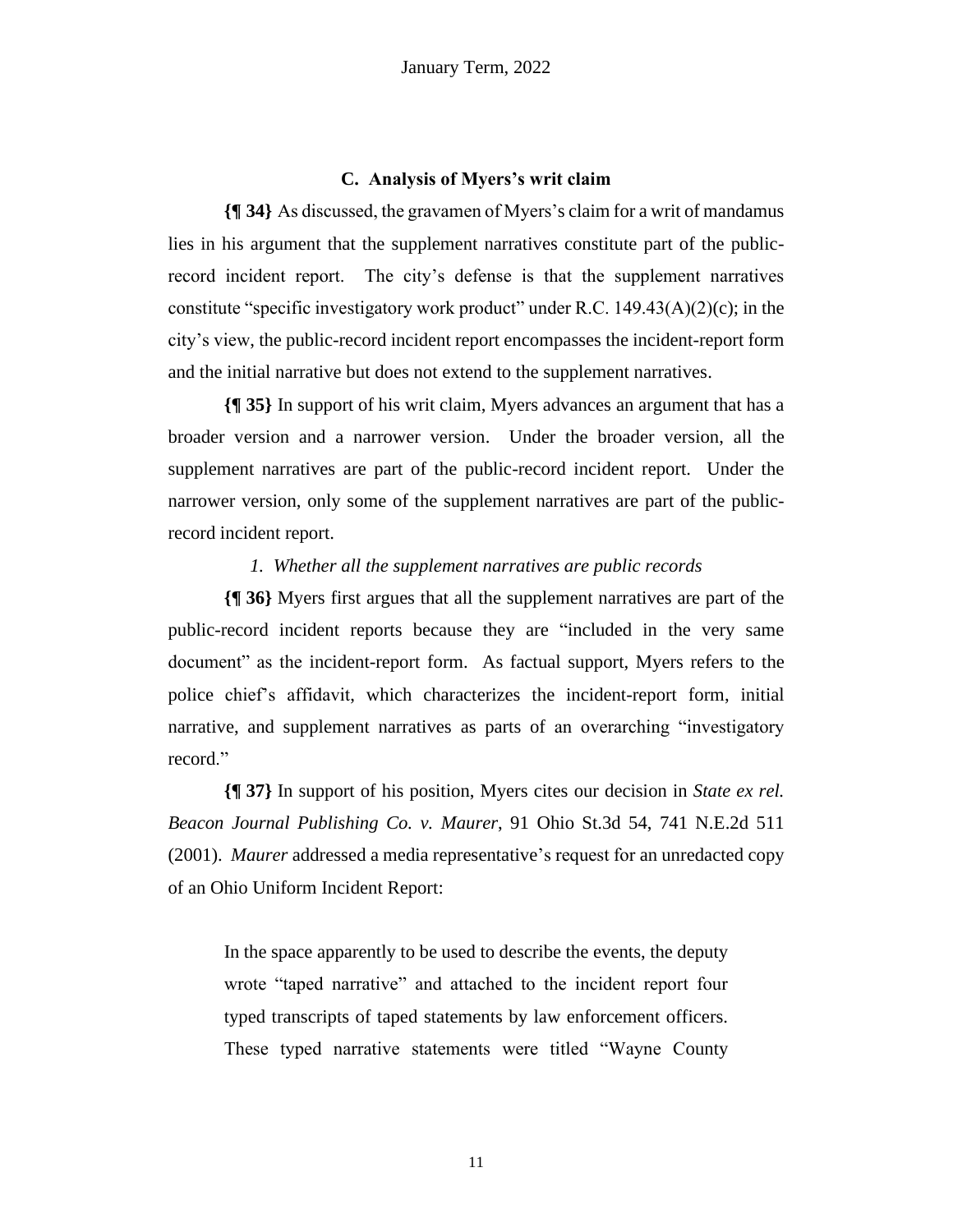### C. Analysis of Myers's writ claim

**{¶ 34}** As discussed, the gravamen of Myers's claim for a writ of mandamus lies in his argument that the supplement narratives constitute part of the public-record incident report. The city's defense is that the supplement narratives constitute "specific investigatory work product" under R.C. 149.43(A)(2)(c); in the city's view, the public-record incident report encompasses the incident-report form and the initial narrative but does not extend to the supplement narratives.

**{¶ 35}** In support of his writ claim, Myers advances an argument that has a broader version and a narrower version. Under the broader version, all the supplement narratives are part of the public-record incident report. Under the narrower version, only some of the supplement narratives are part of the public-record incident report.

*1. Whether all the supplement narratives are public records*

**{¶ 36}** Myers first argues that all the supplement narratives are part of the public-record incident reports because they are "included in the very same document" as the incident-report form. As factual support, Myers refers to the police chief's affidavit, which characterizes the incident-report form, initial narrative, and supplement narratives as parts of an overarching "investigatory record."

**{¶ 37}** In support of his position, Myers cites our decision in *State ex rel. Beacon Journal Publishing Co. v. Maurer*, 91 Ohio St.3d 54, 741 N.E.2d 511 (2001). *Maurer* addressed a media representative's request for an unredacted copy of an Ohio Uniform Incident Report:

> In the space apparently to be used to describe the events, the deputy wrote "taped narrative" and attached to the incident report four typed transcripts of taped statements by law enforcement officers. These typed narrative statements were titled "Wayne County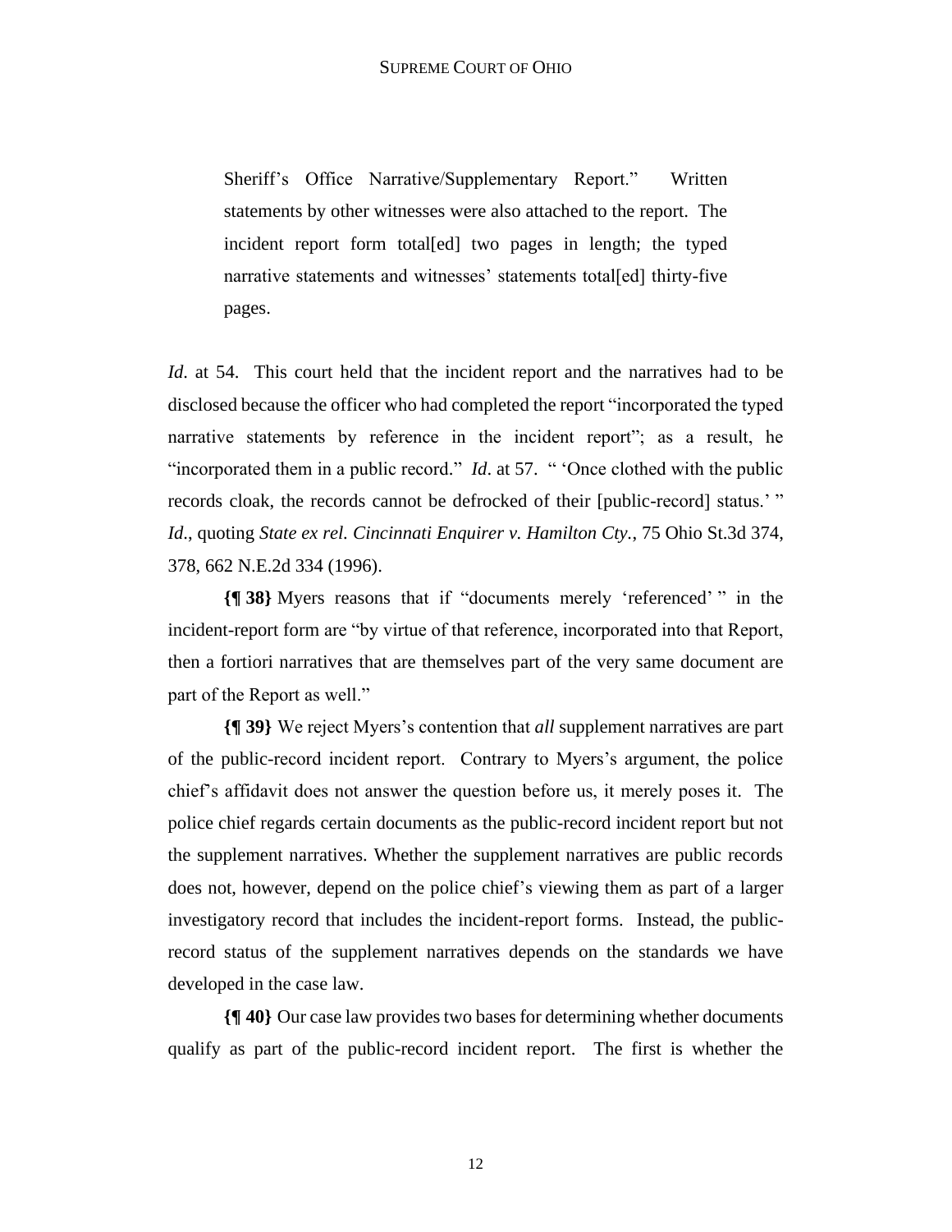> Sheriff's Office Narrative/Supplementary Report." Written statements by other witnesses were also attached to the report. The incident report form total[ed] two pages in length; the typed narrative statements and witnesses' statements total[ed] thirty-five pages.

*Id*. at 54. This court held that the incident report and the narratives had to be disclosed because the officer who had completed the report "incorporated the typed narrative statements by reference in the incident report"; as a result, he "incorporated them in a public record." *Id*. at 57. " 'Once clothed with the public records cloak, the records cannot be defrocked of their [public-record] status.' " *Id*., quoting *State ex rel. Cincinnati Enquirer v. Hamilton Cty.*, 75 Ohio St.3d 374, 378, 662 N.E.2d 334 (1996).

**{¶ 38}** Myers reasons that if "documents merely 'referenced' " in the incident-report form are "by virtue of that reference, incorporated into that Report, then a fortiori narratives that are themselves part of the very same document are part of the Report as well."

**{¶ 39}** We reject Myers's contention that *all* supplement narratives are part of the public-record incident report. Contrary to Myers's argument, the police chief's affidavit does not answer the question before us, it merely poses it. The police chief regards certain documents as the public-record incident report but not the supplement narratives. Whether the supplement narratives are public records does not, however, depend on the police chief's viewing them as part of a larger investigatory record that includes the incident-report forms. Instead, the public-record status of the supplement narratives depends on the standards we have developed in the case law.

**{¶ 40}** Our case law provides two bases for determining whether documents qualify as part of the public-record incident report. The first is whether the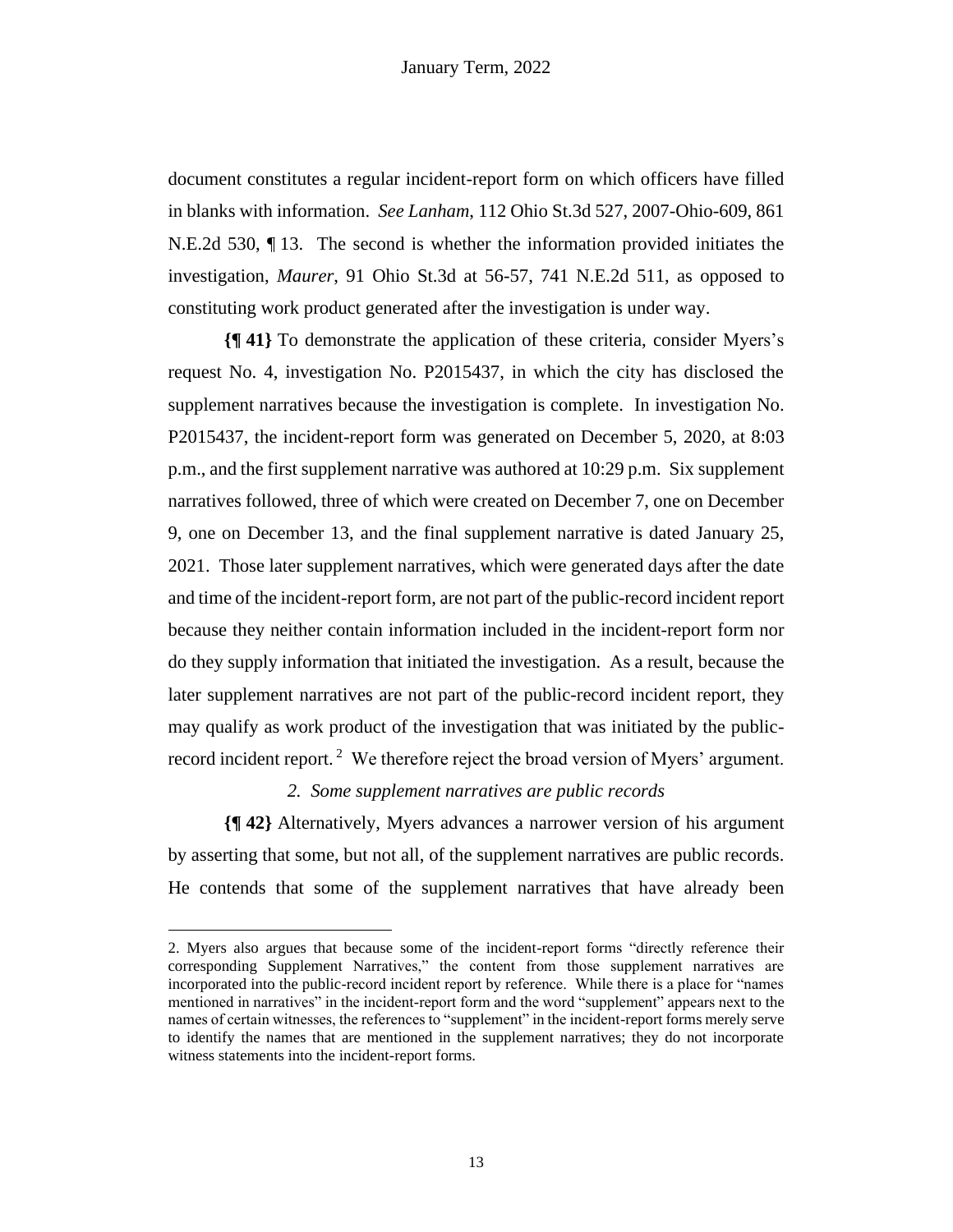document constitutes a regular incident-report form on which officers have filled in blanks with information. *See Lanham*, 112 Ohio St.3d 527, 2007-Ohio-609, 861 N.E.2d 530, ¶ 13. The second is whether the information provided initiates the investigation, *Maurer*, 91 Ohio St.3d at 56-57, 741 N.E.2d 511, as opposed to constituting work product generated after the investigation is under way.

**{¶ 41}** To demonstrate the application of these criteria, consider Myers's request No. 4, investigation No. P2015437, in which the city has disclosed the supplement narratives because the investigation is complete. In investigation No. P2015437, the incident-report form was generated on December 5, 2020, at 8:03 p.m., and the first supplement narrative was authored at 10:29 p.m. Six supplement narratives followed, three of which were created on December 7, one on December 9, one on December 13, and the final supplement narrative is dated January 25, 2021. Those later supplement narratives, which were generated days after the date and time of the incident-report form, are not part of the public-record incident report because they neither contain information included in the incident-report form nor do they supply information that initiated the investigation. As a result, because the later supplement narratives are not part of the public-record incident report, they may qualify as work product of the investigation that was initiated by the public-record incident report. [2] We therefore reject the broad version of Myers' argument.

*2. Some supplement narratives are public records*

**{¶ 42}** Alternatively, Myers advances a narrower version of his argument by asserting that some, but not all, of the supplement narratives are public records. He contends that some of the supplement narratives that have already been

---

2. Myers also argues that because some of the incident-report forms "directly reference their corresponding Supplement Narratives," the content from those supplement narratives are incorporated into the public-record incident report by reference. While there is a place for "names mentioned in narratives" in the incident-report form and the word "supplement" appears next to the names of certain witnesses, the references to "supplement" in the incident-report forms merely serve to identify the names that are mentioned in the supplement narratives; they do not incorporate witness statements into the incident-report forms.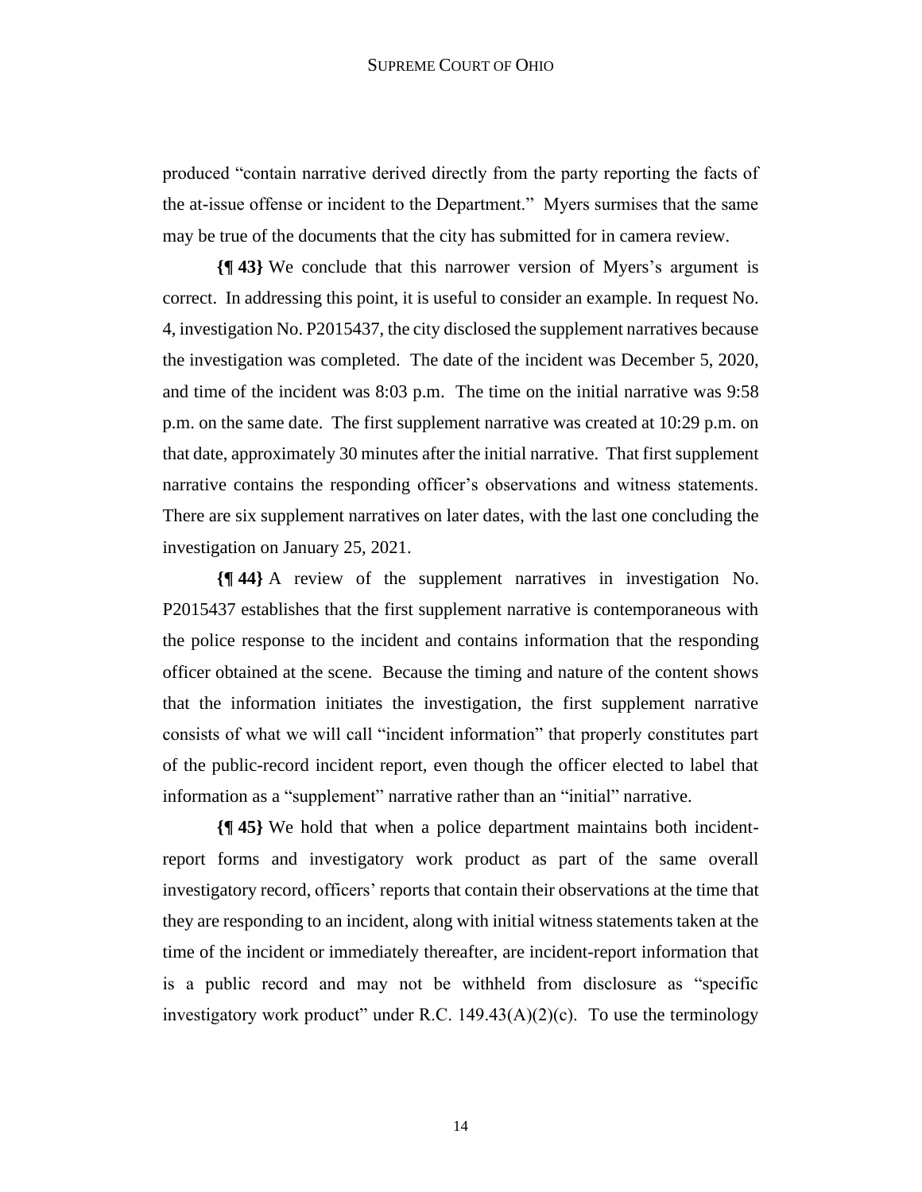produced "contain narrative derived directly from the party reporting the facts of the at-issue offense or incident to the Department." Myers surmises that the same may be true of the documents that the city has submitted for in camera review.

**{¶ 43}** We conclude that this narrower version of Myers's argument is correct. In addressing this point, it is useful to consider an example. In request No. 4, investigation No. P2015437, the city disclosed the supplement narratives because the investigation was completed. The date of the incident was December 5, 2020, and time of the incident was 8:03 p.m. The time on the initial narrative was 9:58 p.m. on the same date. The first supplement narrative was created at 10:29 p.m. on that date, approximately 30 minutes after the initial narrative. That first supplement narrative contains the responding officer's observations and witness statements. There are six supplement narratives on later dates, with the last one concluding the investigation on January 25, 2021.

**{¶ 44}** A review of the supplement narratives in investigation No. P2015437 establishes that the first supplement narrative is contemporaneous with the police response to the incident and contains information that the responding officer obtained at the scene. Because the timing and nature of the content shows that the information initiates the investigation, the first supplement narrative consists of what we will call "incident information" that properly constitutes part of the public-record incident report, even though the officer elected to label that information as a "supplement" narrative rather than an "initial" narrative.

**{¶ 45}** We hold that when a police department maintains both incident-report forms and investigatory work product as part of the same overall investigatory record, officers' reports that contain their observations at the time that they are responding to an incident, along with initial witness statements taken at the time of the incident or immediately thereafter, are incident-report information that is a public record and may not be withheld from disclosure as "specific investigatory work product" under R.C. 149.43(A)(2)(c). To use the terminology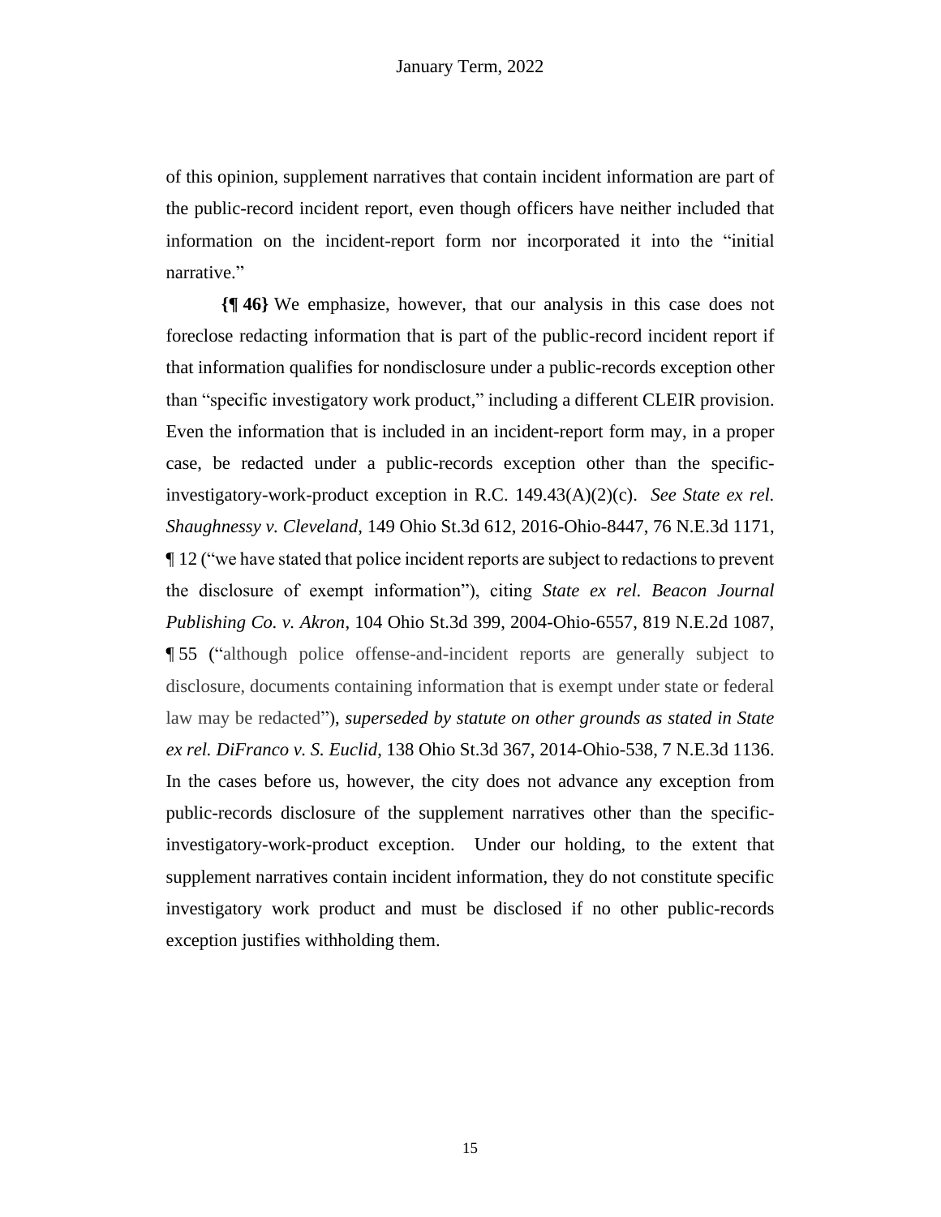of this opinion, supplement narratives that contain incident information are part of the public-record incident report, even though officers have neither included that information on the incident-report form nor incorporated it into the "initial narrative."

**{¶ 46}** We emphasize, however, that our analysis in this case does not foreclose redacting information that is part of the public-record incident report if that information qualifies for nondisclosure under a public-records exception other than "specific investigatory work product," including a different CLEIR provision. Even the information that is included in an incident-report form may, in a proper case, be redacted under a public-records exception other than the specific-investigatory-work-product exception in R.C. 149.43(A)(2)(c). *See State ex rel. Shaughnessy v. Cleveland*, 149 Ohio St.3d 612, 2016-Ohio-8447, 76 N.E.3d 1171, ¶ 12 ("we have stated that police incident reports are subject to redactions to prevent the disclosure of exempt information"), citing *State ex rel. Beacon Journal Publishing Co. v. Akron*, 104 Ohio St.3d 399, 2004-Ohio-6557, 819 N.E.2d 1087, ¶ 55 ("although police offense-and-incident reports are generally subject to disclosure, documents containing information that is exempt under state or federal law may be redacted"), *superseded by statute on other grounds as stated in State ex rel. DiFranco v. S. Euclid*, 138 Ohio St.3d 367, 2014-Ohio-538, 7 N.E.3d 1136. In the cases before us, however, the city does not advance any exception from public-records disclosure of the supplement narratives other than the specific-investigatory-work-product exception. Under our holding, to the extent that supplement narratives contain incident information, they do not constitute specific investigatory work product and must be disclosed if no other public-records exception justifies withholding them.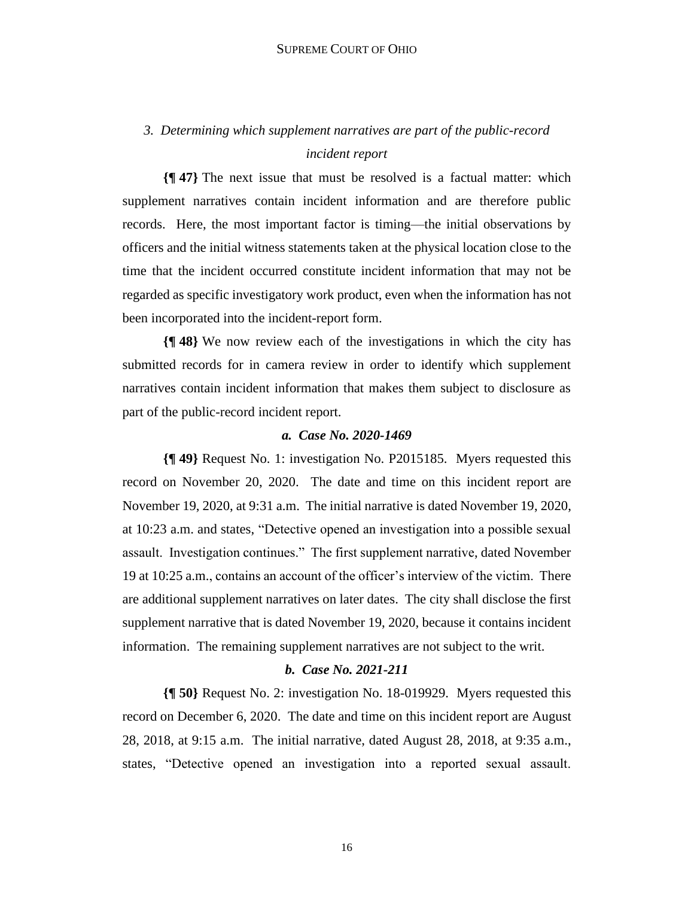### *3. Determining which supplement narratives are part of the public-record incident report*

**{¶ 47}** The next issue that must be resolved is a factual matter: which supplement narratives contain incident information and are therefore public records. Here, the most important factor is timing—the initial observations by officers and the initial witness statements taken at the physical location close to the time that the incident occurred constitute incident information that may not be regarded as specific investigatory work product, even when the information has not been incorporated into the incident-report form.

**{¶ 48}** We now review each of the investigations in which the city has submitted records for in camera review in order to identify which supplement narratives contain incident information that makes them subject to disclosure as part of the public-record incident report.

#### *a. Case No. 2020-1469*

**{¶ 49}** Request No. 1: investigation No. P2015185. Myers requested this record on November 20, 2020. The date and time on this incident report are November 19, 2020, at 9:31 a.m. The initial narrative is dated November 19, 2020, at 10:23 a.m. and states, "Detective opened an investigation into a possible sexual assault. Investigation continues." The first supplement narrative, dated November 19 at 10:25 a.m., contains an account of the officer's interview of the victim. There are additional supplement narratives on later dates. The city shall disclose the first supplement narrative that is dated November 19, 2020, because it contains incident information. The remaining supplement narratives are not subject to the writ.

#### *b. Case No. 2021-211*

**{¶ 50}** Request No. 2: investigation No. 18-019929. Myers requested this record on December 6, 2020. The date and time on this incident report are August 28, 2018, at 9:15 a.m. The initial narrative, dated August 28, 2018, at 9:35 a.m., states, "Detective opened an investigation into a reported sexual assault.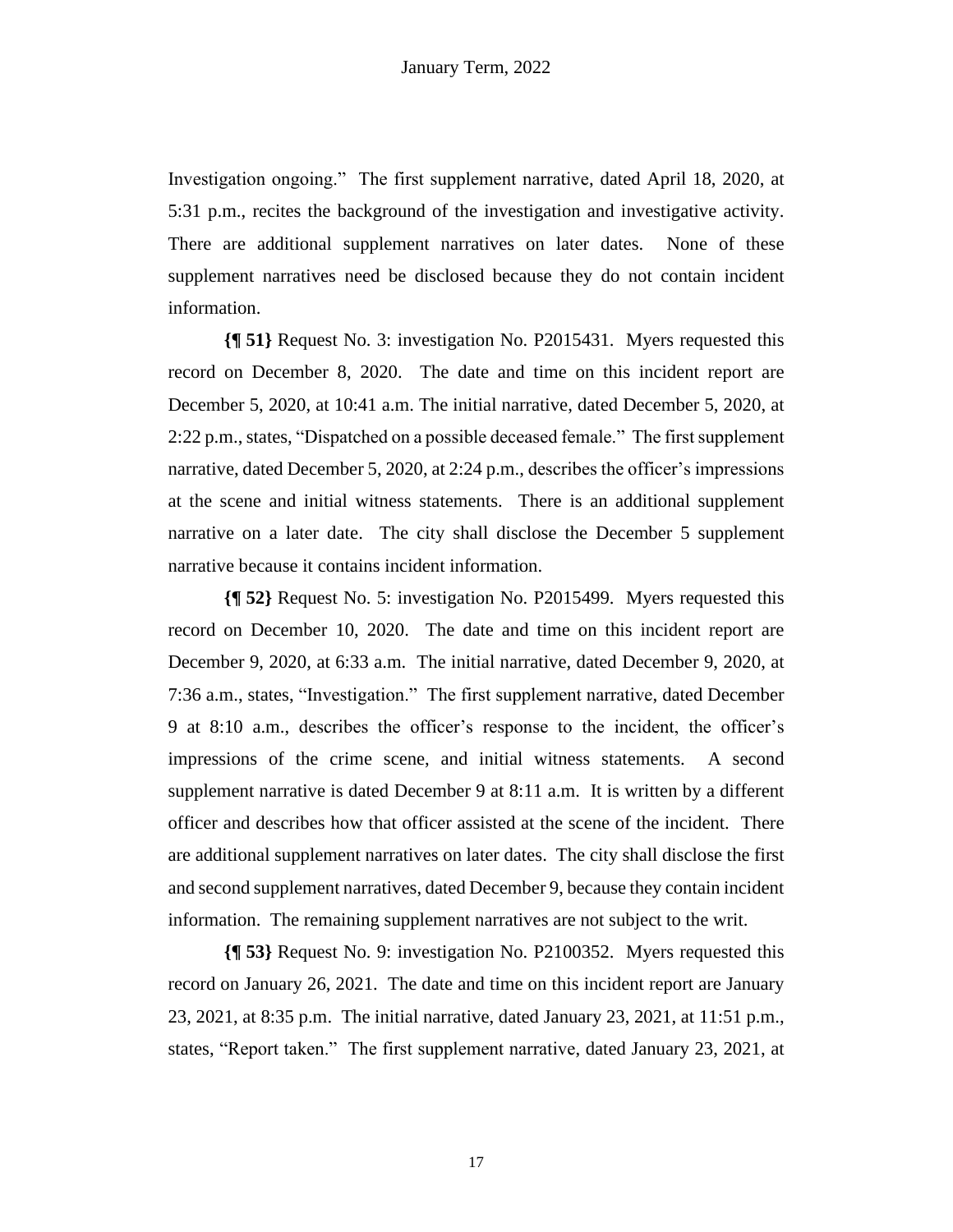Investigation ongoing." The first supplement narrative, dated April 18, 2020, at 5:31 p.m., recites the background of the investigation and investigative activity. There are additional supplement narratives on later dates. None of these supplement narratives need be disclosed because they do not contain incident information.

**{¶ 51}** Request No. 3: investigation No. P2015431. Myers requested this record on December 8, 2020. The date and time on this incident report are December 5, 2020, at 10:41 a.m. The initial narrative, dated December 5, 2020, at 2:22 p.m., states, "Dispatched on a possible deceased female." The first supplement narrative, dated December 5, 2020, at 2:24 p.m., describes the officer's impressions at the scene and initial witness statements. There is an additional supplement narrative on a later date. The city shall disclose the December 5 supplement narrative because it contains incident information.

**{¶ 52}** Request No. 5: investigation No. P2015499. Myers requested this record on December 10, 2020. The date and time on this incident report are December 9, 2020, at 6:33 a.m. The initial narrative, dated December 9, 2020, at 7:36 a.m., states, "Investigation." The first supplement narrative, dated December 9 at 8:10 a.m., describes the officer's response to the incident, the officer's impressions of the crime scene, and initial witness statements. A second supplement narrative is dated December 9 at 8:11 a.m. It is written by a different officer and describes how that officer assisted at the scene of the incident. There are additional supplement narratives on later dates. The city shall disclose the first and second supplement narratives, dated December 9, because they contain incident information. The remaining supplement narratives are not subject to the writ.

**{¶ 53}** Request No. 9: investigation No. P2100352. Myers requested this record on January 26, 2021. The date and time on this incident report are January 23, 2021, at 8:35 p.m. The initial narrative, dated January 23, 2021, at 11:51 p.m., states, "Report taken." The first supplement narrative, dated January 23, 2021, at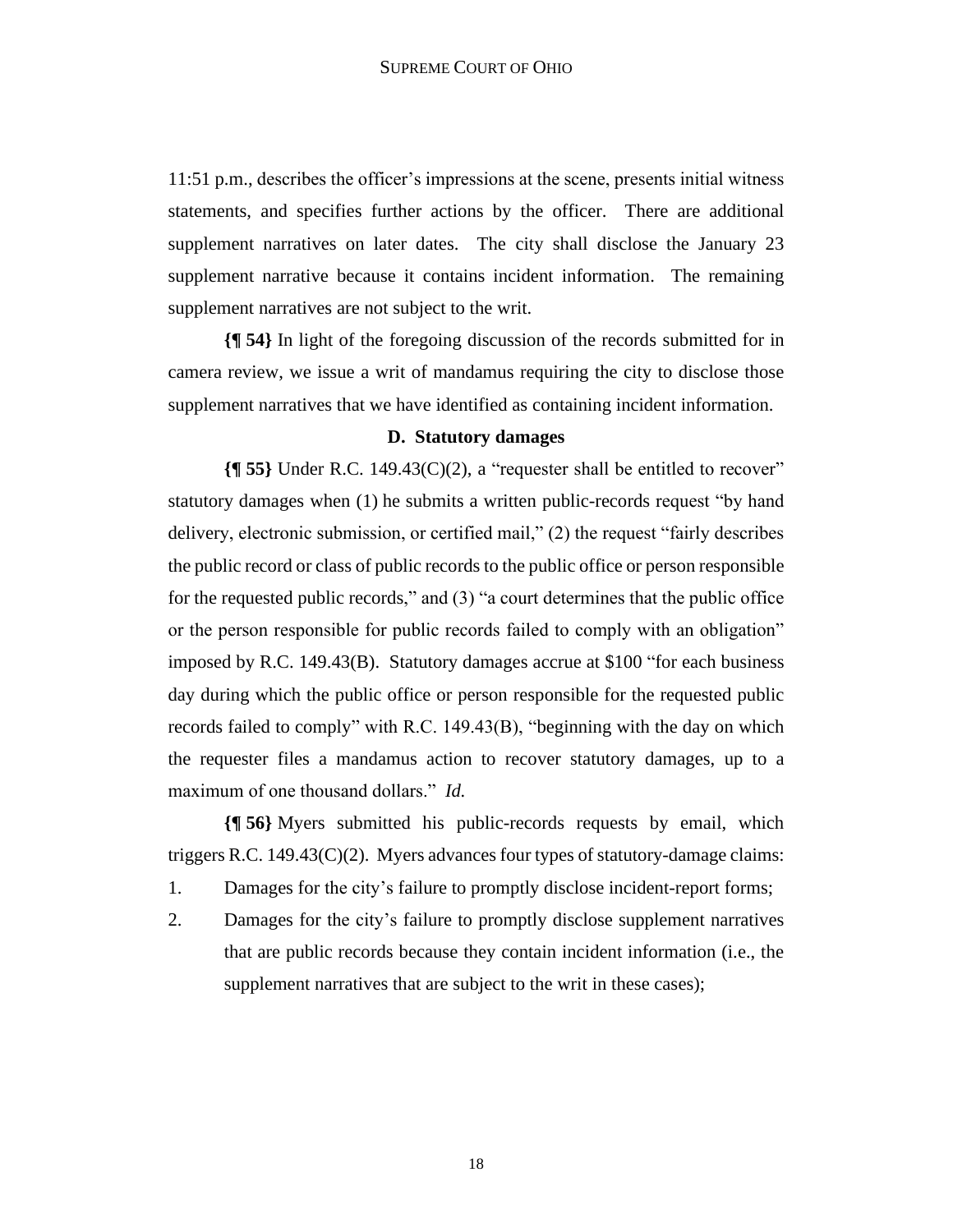11:51 p.m., describes the officer's impressions at the scene, presents initial witness statements, and specifies further actions by the officer. There are additional supplement narratives on later dates. The city shall disclose the January 23 supplement narrative because it contains incident information. The remaining supplement narratives are not subject to the writ.

**{¶ 54}** In light of the foregoing discussion of the records submitted for in camera review, we issue a writ of mandamus requiring the city to disclose those supplement narratives that we have identified as containing incident information.

### D. Statutory damages

**{¶ 55}** Under R.C. 149.43(C)(2), a "requester shall be entitled to recover" statutory damages when (1) he submits a written public-records request "by hand delivery, electronic submission, or certified mail," (2) the request "fairly describes the public record or class of public records to the public office or person responsible for the requested public records," and (3) "a court determines that the public office or the person responsible for public records failed to comply with an obligation" imposed by R.C. 149.43(B). Statutory damages accrue at $100 "for each business day during which the public office or person responsible for the requested public records failed to comply" with R.C. 149.43(B), "beginning with the day on which the requester files a mandamus action to recover statutory damages, up to a maximum of one thousand dollars." *Id.*

**{¶ 56}** Myers submitted his public-records requests by email, which triggers R.C. 149.43(C)(2). Myers advances four types of statutory-damage claims:

1. Damages for the city's failure to promptly disclose incident-report forms;
2. Damages for the city's failure to promptly disclose supplement narratives that are public records because they contain incident information (i.e., the supplement narratives that are subject to the writ in these cases);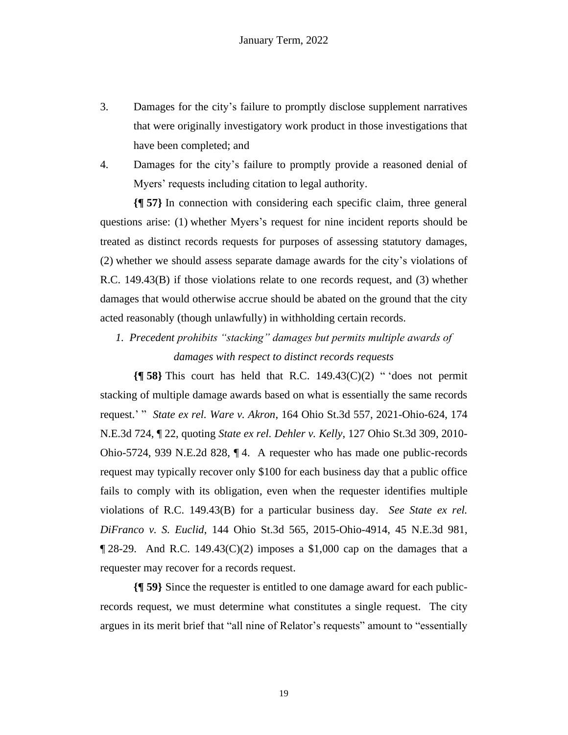3. Damages for the city's failure to promptly disclose supplement narratives that were originally investigatory work product in those investigations that have been completed; and
4. Damages for the city's failure to promptly provide a reasoned denial of Myers' requests including citation to legal authority.

**{¶ 57}** In connection with considering each specific claim, three general questions arise: (1) whether Myers's request for nine incident reports should be treated as distinct records requests for purposes of assessing statutory damages, (2) whether we should assess separate damage awards for the city's violations of R.C. 149.43(B) if those violations relate to one records request, and (3) whether damages that would otherwise accrue should be abated on the ground that the city acted reasonably (though unlawfully) in withholding certain records.

*1. Precedent prohibits "stacking" damages but permits multiple awards of damages with respect to distinct records requests*

**{¶ 58}** This court has held that R.C. 149.43(C)(2) " 'does not permit stacking of multiple damage awards based on what is essentially the same records request.' " *State ex rel. Ware v. Akron*, 164 Ohio St.3d 557, 2021-Ohio-624, 174 N.E.3d 724, ¶ 22, quoting *State ex rel. Dehler v. Kelly*, 127 Ohio St.3d 309, 2010-Ohio-5724, 939 N.E.2d 828, ¶ 4. A requester who has made one public-records request may typically recover only $100 for each business day that a public office fails to comply with its obligation, even when the requester identifies multiple violations of R.C. 149.43(B) for a particular business day. *See State ex rel. DiFranco v. S. Euclid*, 144 Ohio St.3d 565, 2015-Ohio-4914, 45 N.E.3d 981, ¶ 28-29. And R.C. 149.43(C)(2) imposes a $1,000 cap on the damages that a requester may recover for a records request.

**{¶ 59}** Since the requester is entitled to one damage award for each public-records request, we must determine what constitutes a single request. The city argues in its merit brief that "all nine of Relator's requests" amount to "essentially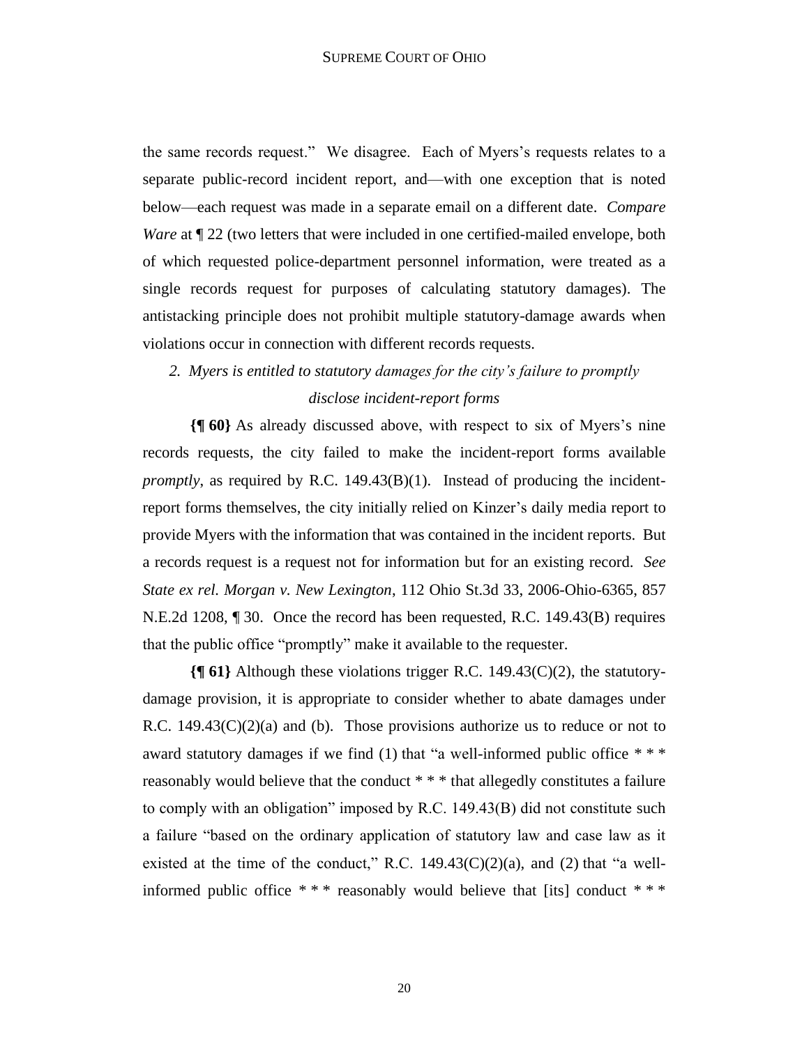the same records request." We disagree. Each of Myers's requests relates to a separate public-record incident report, and—with one exception that is noted below—each request was made in a separate email on a different date. *Compare Ware* at ¶ 22 (two letters that were included in one certified-mailed envelope, both of which requested police-department personnel information, were treated as a single records request for purposes of calculating statutory damages). The antistacking principle does not prohibit multiple statutory-damage awards when violations occur in connection with different records requests.

### *2. Myers is entitled to statutory damages for the city's failure to promptly disclose incident-report forms*

**{¶ 60}** As already discussed above, with respect to six of Myers's nine records requests, the city failed to make the incident-report forms available *promptly*, as required by R.C. 149.43(B)(1). Instead of producing the incident-report forms themselves, the city initially relied on Kinzer's daily media report to provide Myers with the information that was contained in the incident reports. But a records request is a request not for information but for an existing record. *See State ex rel. Morgan v. New Lexington*, 112 Ohio St.3d 33, 2006-Ohio-6365, 857 N.E.2d 1208, ¶ 30. Once the record has been requested, R.C. 149.43(B) requires that the public office "promptly" make it available to the requester.

**{¶ 61}** Although these violations trigger R.C. 149.43(C)(2), the statutory-damage provision, it is appropriate to consider whether to abate damages under R.C. 149.43(C)(2)(a) and (b). Those provisions authorize us to reduce or not to award statutory damages if we find (1) that "a well-informed public office * * * reasonably would believe that the conduct * * * that allegedly constitutes a failure to comply with an obligation" imposed by R.C. 149.43(B) did not constitute such a failure "based on the ordinary application of statutory law and case law as it existed at the time of the conduct," R.C. 149.43(C)(2)(a), and (2) that "a well-informed public office * * * reasonably would believe that [its] conduct * * *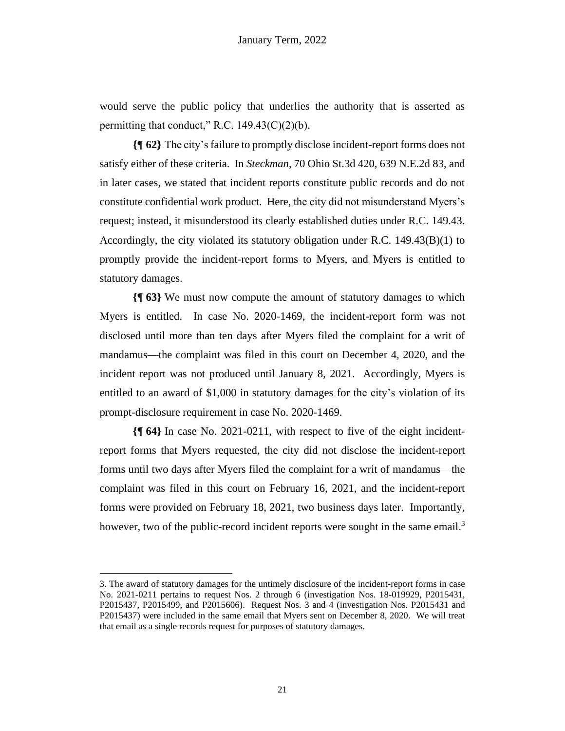would serve the public policy that underlies the authority that is asserted as permitting that conduct," R.C. 149.43(C)(2)(b).

**{¶ 62}** The city's failure to promptly disclose incident-report forms does not satisfy either of these criteria. In *Steckman*, 70 Ohio St.3d 420, 639 N.E.2d 83, and in later cases, we stated that incident reports constitute public records and do not constitute confidential work product. Here, the city did not misunderstand Myers's request; instead, it misunderstood its clearly established duties under R.C. 149.43. Accordingly, the city violated its statutory obligation under R.C. 149.43(B)(1) to promptly provide the incident-report forms to Myers, and Myers is entitled to statutory damages.

**{¶ 63}** We must now compute the amount of statutory damages to which Myers is entitled. In case No. 2020-1469, the incident-report form was not disclosed until more than ten days after Myers filed the complaint for a writ of mandamus—the complaint was filed in this court on December 4, 2020, and the incident report was not produced until January 8, 2021. Accordingly, Myers is entitled to an award of $1,000 in statutory damages for the city's violation of its prompt-disclosure requirement in case No. 2020-1469.

**{¶ 64}** In case No. 2021-0211, with respect to five of the eight incident-report forms that Myers requested, the city did not disclose the incident-report forms until two days after Myers filed the complaint for a writ of mandamus—the complaint was filed in this court on February 16, 2021, and the incident-report forms were provided on February 18, 2021, two business days later. Importantly, however, two of the public-record incident reports were sought in the same email.[3]

---

3. The award of statutory damages for the untimely disclosure of the incident-report forms in case No. 2021-0211 pertains to request Nos. 2 through 6 (investigation Nos. 18-019929, P2015431, P2015437, P2015499, and P2015606). Request Nos. 3 and 4 (investigation Nos. P2015431 and P2015437) were included in the same email that Myers sent on December 8, 2020. We will treat that email as a single records request for purposes of statutory damages.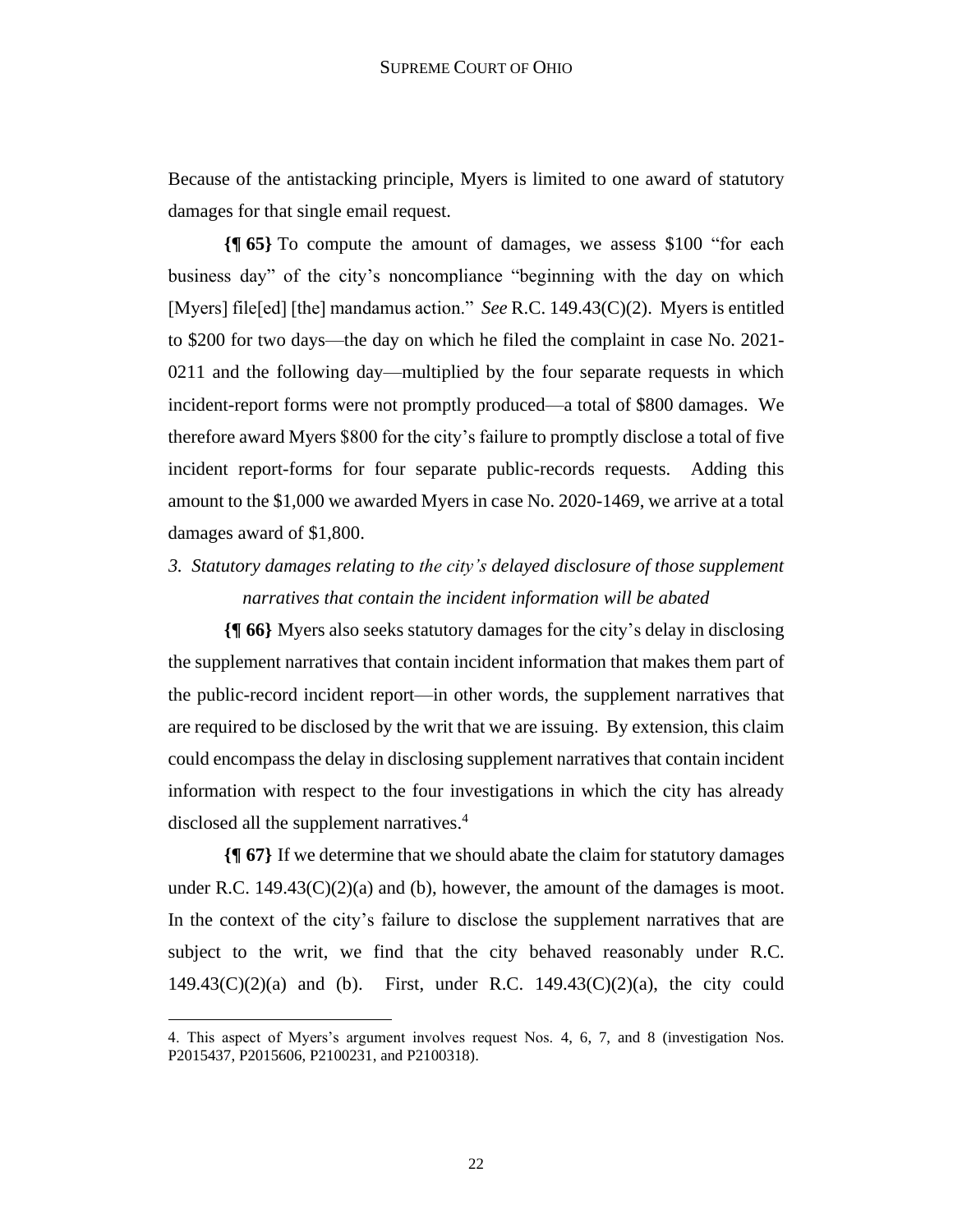Because of the antistacking principle, Myers is limited to one award of statutory damages for that single email request.

**{¶ 65}** To compute the amount of damages, we assess $100 "for each business day" of the city's noncompliance "beginning with the day on which [Myers] file[ed] [the] mandamus action." *See* R.C. 149.43(C)(2). Myers is entitled to $200 for two days—the day on which he filed the complaint in case No. 2021-0211 and the following day—multiplied by the four separate requests in which incident-report forms were not promptly produced—a total of $800 damages. We therefore award Myers $800 for the city's failure to promptly disclose a total of five incident report-forms for four separate public-records requests. Adding this amount to the $1,000 we awarded Myers in case No. 2020-1469, we arrive at a total damages award of $1,800.

*3. Statutory damages relating to the city's delayed disclosure of those supplement narratives that contain the incident information will be abated*

**{¶ 66}** Myers also seeks statutory damages for the city's delay in disclosing the supplement narratives that contain incident information that makes them part of the public-record incident report—in other words, the supplement narratives that are required to be disclosed by the writ that we are issuing. By extension, this claim could encompass the delay in disclosing supplement narratives that contain incident information with respect to the four investigations in which the city has already disclosed all the supplement narratives.[4]

**{¶ 67}** If we determine that we should abate the claim for statutory damages under R.C. 149.43(C)(2)(a) and (b), however, the amount of the damages is moot. In the context of the city's failure to disclose the supplement narratives that are subject to the writ, we find that the city behaved reasonably under R.C. 149.43(C)(2)(a) and (b). First, under R.C. 149.43(C)(2)(a), the city could

4. This aspect of Myers's argument involves request Nos. 4, 6, 7, and 8 (investigation Nos. P2015437, P2015606, P2100231, and P2100318).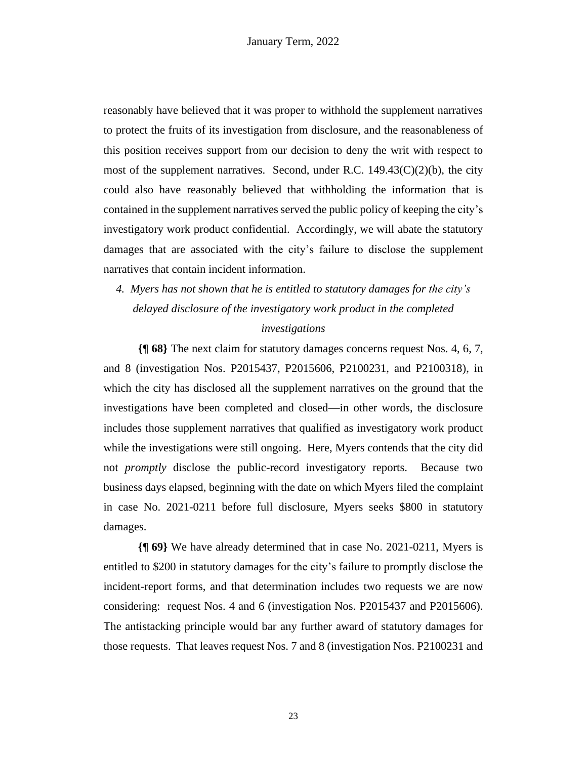reasonably have believed that it was proper to withhold the supplement narratives to protect the fruits of its investigation from disclosure, and the reasonableness of this position receives support from our decision to deny the writ with respect to most of the supplement narratives. Second, under R.C. 149.43(C)(2)(b), the city could also have reasonably believed that withholding the information that is contained in the supplement narratives served the public policy of keeping the city's investigatory work product confidential. Accordingly, we will abate the statutory damages that are associated with the city's failure to disclose the supplement narratives that contain incident information.

### *4. Myers has not shown that he is entitled to statutory damages for the city's delayed disclosure of the investigatory work product in the completed investigations*

**{¶ 68}** The next claim for statutory damages concerns request Nos. 4, 6, 7, and 8 (investigation Nos. P2015437, P2015606, P2100231, and P2100318), in which the city has disclosed all the supplement narratives on the ground that the investigations have been completed and closed—in other words, the disclosure includes those supplement narratives that qualified as investigatory work product while the investigations were still ongoing. Here, Myers contends that the city did not *promptly* disclose the public-record investigatory reports. Because two business days elapsed, beginning with the date on which Myers filed the complaint in case No. 2021-0211 before full disclosure, Myers seeks $800 in statutory damages.

**{¶ 69}** We have already determined that in case No. 2021-0211, Myers is entitled to $200 in statutory damages for the city's failure to promptly disclose the incident-report forms, and that determination includes two requests we are now considering: request Nos. 4 and 6 (investigation Nos. P2015437 and P2015606). The antistacking principle would bar any further award of statutory damages for those requests. That leaves request Nos. 7 and 8 (investigation Nos. P2100231 and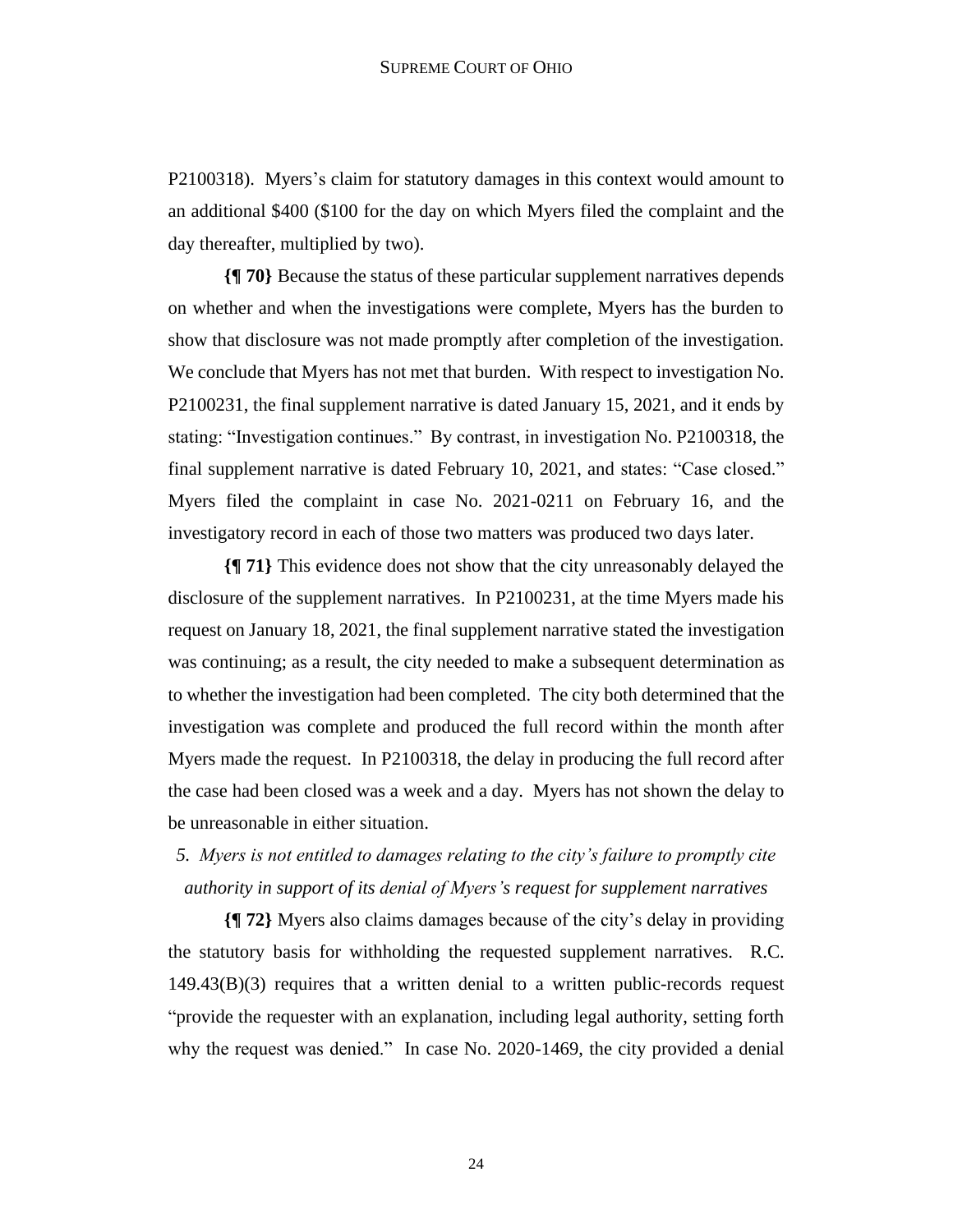P2100318). Myers's claim for statutory damages in this context would amount to an additional $400 ($100 for the day on which Myers filed the complaint and the day thereafter, multiplied by two).

**{¶ 70}** Because the status of these particular supplement narratives depends on whether and when the investigations were complete, Myers has the burden to show that disclosure was not made promptly after completion of the investigation. We conclude that Myers has not met that burden. With respect to investigation No. P2100231, the final supplement narrative is dated January 15, 2021, and it ends by stating: "Investigation continues." By contrast, in investigation No. P2100318, the final supplement narrative is dated February 10, 2021, and states: "Case closed." Myers filed the complaint in case No. 2021-0211 on February 16, and the investigatory record in each of those two matters was produced two days later.

**{¶ 71}** This evidence does not show that the city unreasonably delayed the disclosure of the supplement narratives. In P2100231, at the time Myers made his request on January 18, 2021, the final supplement narrative stated the investigation was continuing; as a result, the city needed to make a subsequent determination as to whether the investigation had been completed. The city both determined that the investigation was complete and produced the full record within the month after Myers made the request. In P2100318, the delay in producing the full record after the case had been closed was a week and a day. Myers has not shown the delay to be unreasonable in either situation.

*5. Myers is not entitled to damages relating to the city's failure to promptly cite authority in support of its denial of Myers's request for supplement narratives*

**{¶ 72}** Myers also claims damages because of the city's delay in providing the statutory basis for withholding the requested supplement narratives. R.C. 149.43(B)(3) requires that a written denial to a written public-records request "provide the requester with an explanation, including legal authority, setting forth why the request was denied." In case No. 2020-1469, the city provided a denial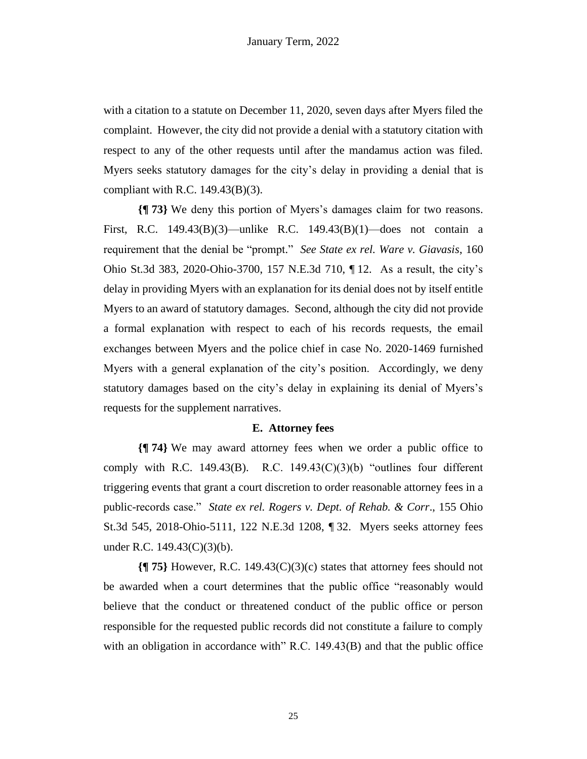with a citation to a statute on December 11, 2020, seven days after Myers filed the complaint. However, the city did not provide a denial with a statutory citation with respect to any of the other requests until after the mandamus action was filed. Myers seeks statutory damages for the city's delay in providing a denial that is compliant with R.C. 149.43(B)(3).

**{¶ 73}** We deny this portion of Myers's damages claim for two reasons. First, R.C. 149.43(B)(3)—unlike R.C. 149.43(B)(1)—does not contain a requirement that the denial be "prompt." *See State ex rel. Ware v. Giavasis*, 160 Ohio St.3d 383, 2020-Ohio-3700, 157 N.E.3d 710, ¶ 12. As a result, the city's delay in providing Myers with an explanation for its denial does not by itself entitle Myers to an award of statutory damages. Second, although the city did not provide a formal explanation with respect to each of his records requests, the email exchanges between Myers and the police chief in case No. 2020-1469 furnished Myers with a general explanation of the city's position. Accordingly, we deny statutory damages based on the city's delay in explaining its denial of Myers's requests for the supplement narratives.

### E. Attorney fees

**{¶ 74}** We may award attorney fees when we order a public office to comply with R.C. 149.43(B). R.C. 149.43(C)(3)(b) "outlines four different triggering events that grant a court discretion to order reasonable attorney fees in a public-records case." *State ex rel. Rogers v. Dept. of Rehab. & Corr.*, 155 Ohio St.3d 545, 2018-Ohio-5111, 122 N.E.3d 1208, ¶ 32. Myers seeks attorney fees under R.C. 149.43(C)(3)(b).

**{¶ 75}** However, R.C. 149.43(C)(3)(c) states that attorney fees should not be awarded when a court determines that the public office "reasonably would believe that the conduct or threatened conduct of the public office or person responsible for the requested public records did not constitute a failure to comply with an obligation in accordance with" R.C. 149.43(B) and that the public office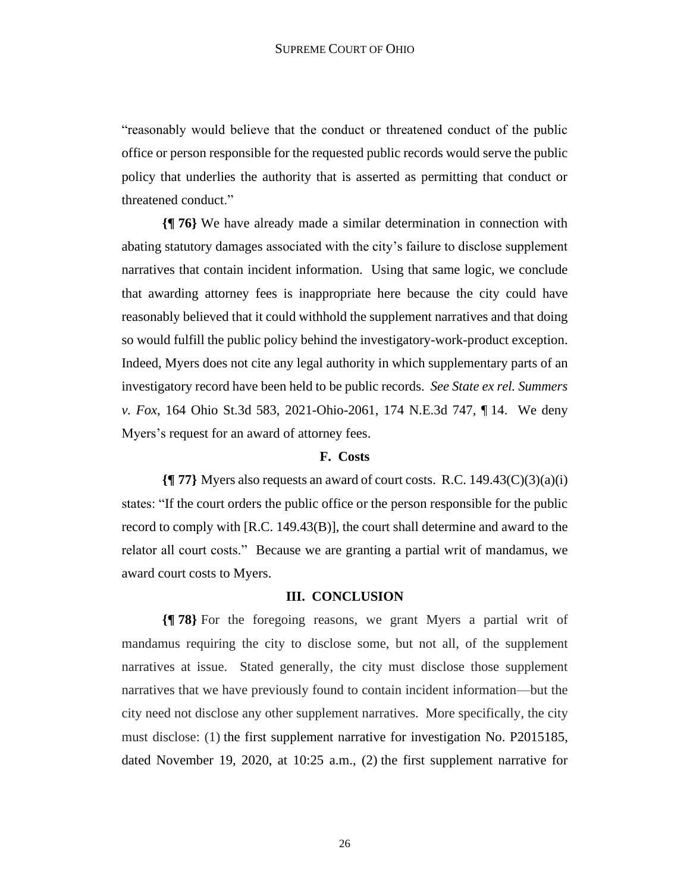"reasonably would believe that the conduct or threatened conduct of the public office or person responsible for the requested public records would serve the public policy that underlies the authority that is asserted as permitting that conduct or threatened conduct."

**{¶ 76}** We have already made a similar determination in connection with abating statutory damages associated with the city's failure to disclose supplement narratives that contain incident information. Using that same logic, we conclude that awarding attorney fees is inappropriate here because the city could have reasonably believed that it could withhold the supplement narratives and that doing so would fulfill the public policy behind the investigatory-work-product exception. Indeed, Myers does not cite any legal authority in which supplementary parts of an investigatory record have been held to be public records. *See State ex rel. Summers v. Fox*, 164 Ohio St.3d 583, 2021-Ohio-2061, 174 N.E.3d 747, ¶ 14. We deny Myers's request for an award of attorney fees.

### F. Costs

**{¶ 77}** Myers also requests an award of court costs. R.C. 149.43(C)(3)(a)(i) states: "If the court orders the public office or the person responsible for the public record to comply with [R.C. 149.43(B)], the court shall determine and award to the relator all court costs." Because we are granting a partial writ of mandamus, we award court costs to Myers.

## III. CONCLUSION

**{¶ 78}** For the foregoing reasons, we grant Myers a partial writ of mandamus requiring the city to disclose some, but not all, of the supplement narratives at issue. Stated generally, the city must disclose those supplement narratives that we have previously found to contain incident information—but the city need not disclose any other supplement narratives. More specifically, the city must disclose: (1) the first supplement narrative for investigation No. P2015185, dated November 19, 2020, at 10:25 a.m., (2) the first supplement narrative for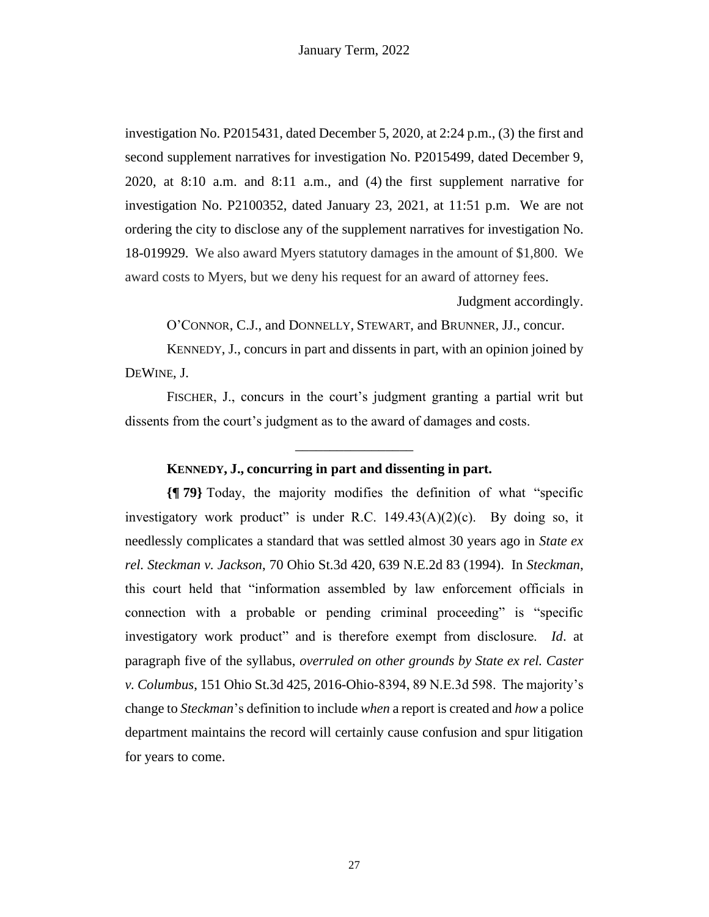investigation No. P2015431, dated December 5, 2020, at 2:24 p.m., (3) the first and second supplement narratives for investigation No. P2015499, dated December 9, 2020, at 8:10 a.m. and 8:11 a.m., and (4) the first supplement narrative for investigation No. P2100352, dated January 23, 2021, at 11:51 p.m. We are not ordering the city to disclose any of the supplement narratives for investigation No. 18-019929. We also award Myers statutory damages in the amount of $1,800. We award costs to Myers, but we deny his request for an award of attorney fees.

Judgment accordingly.

O'CONNOR, C.J., and DONNELLY, STEWART, and BRUNNER, JJ., concur.

KENNEDY, J., concurs in part and dissents in part, with an opinion joined by DEWINE, J.

FISCHER, J., concurs in the court's judgment granting a partial writ but dissents from the court's judgment as to the award of damages and costs.

---

**KENNEDY, J., concurring in part and dissenting in part.**

**{¶ 79}** Today, the majority modifies the definition of what "specific investigatory work product" is under R.C. 149.43(A)(2)(c). By doing so, it needlessly complicates a standard that was settled almost 30 years ago in *State ex rel. Steckman v. Jackson*, 70 Ohio St.3d 420, 639 N.E.2d 83 (1994). In *Steckman*, this court held that "information assembled by law enforcement officials in connection with a probable or pending criminal proceeding" is "specific investigatory work product" and is therefore exempt from disclosure. *Id*. at paragraph five of the syllabus, *overruled on other grounds by State ex rel. Caster v. Columbus*, 151 Ohio St.3d 425, 2016-Ohio-8394, 89 N.E.3d 598. The majority's change to *Steckman*'s definition to include *when* a report is created and *how* a police department maintains the record will certainly cause confusion and spur litigation for years to come.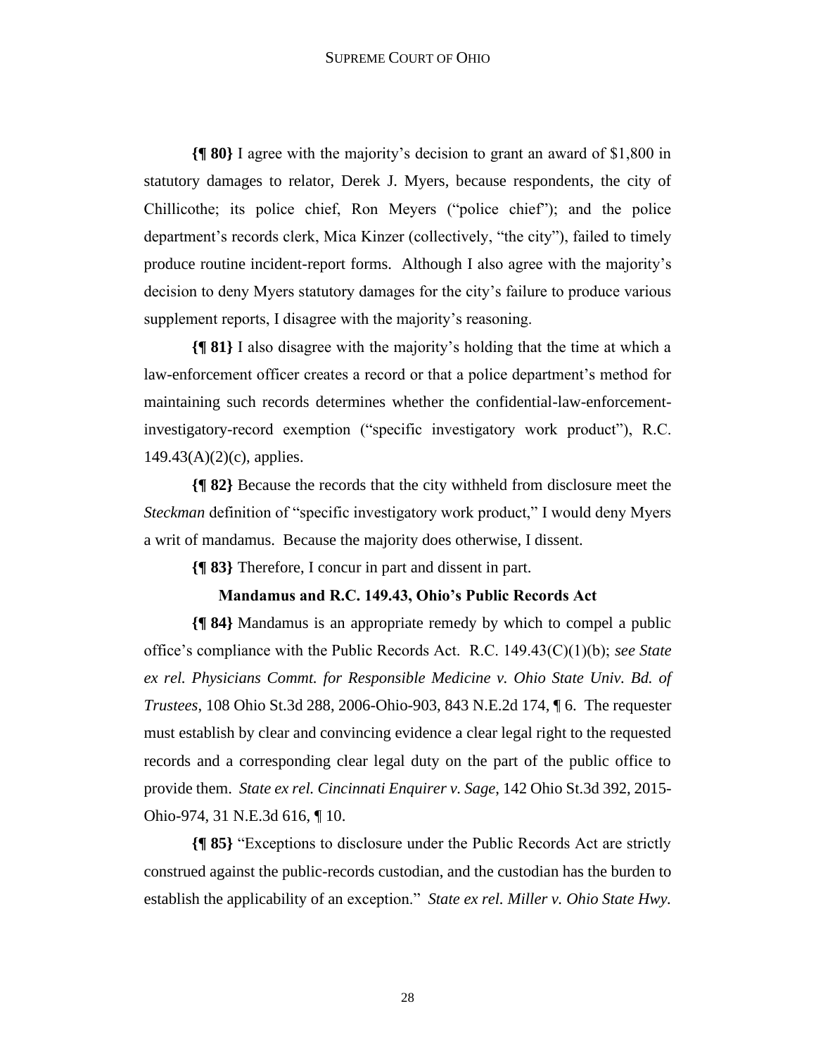**{¶ 80}** I agree with the majority's decision to grant an award of $1,800 in statutory damages to relator, Derek J. Myers, because respondents, the city of Chillicothe; its police chief, Ron Meyers ("police chief"); and the police department's records clerk, Mica Kinzer (collectively, "the city"), failed to timely produce routine incident-report forms. Although I also agree with the majority's decision to deny Myers statutory damages for the city's failure to produce various supplement reports, I disagree with the majority's reasoning.

**{¶ 81}** I also disagree with the majority's holding that the time at which a law-enforcement officer creates a record or that a police department's method for maintaining such records determines whether the confidential-law-enforcement-investigatory-record exemption ("specific investigatory work product"), R.C. 149.43(A)(2)(c), applies.

**{¶ 82}** Because the records that the city withheld from disclosure meet the *Steckman* definition of "specific investigatory work product," I would deny Myers a writ of mandamus. Because the majority does otherwise, I dissent.

**{¶ 83}** Therefore, I concur in part and dissent in part.

**Mandamus and R.C. 149.43, Ohio's Public Records Act**

**{¶ 84}** Mandamus is an appropriate remedy by which to compel a public office's compliance with the Public Records Act. R.C. 149.43(C)(1)(b); *see State ex rel. Physicians Commt. for Responsible Medicine v. Ohio State Univ. Bd. of Trustees*, 108 Ohio St.3d 288, 2006-Ohio-903, 843 N.E.2d 174, ¶ 6. The requester must establish by clear and convincing evidence a clear legal right to the requested records and a corresponding clear legal duty on the part of the public office to provide them. *State ex rel. Cincinnati Enquirer v. Sage*, 142 Ohio St.3d 392, 2015-Ohio-974, 31 N.E.3d 616, ¶ 10.

**{¶ 85}** "Exceptions to disclosure under the Public Records Act are strictly construed against the public-records custodian, and the custodian has the burden to establish the applicability of an exception." *State ex rel. Miller v. Ohio State Hwy.*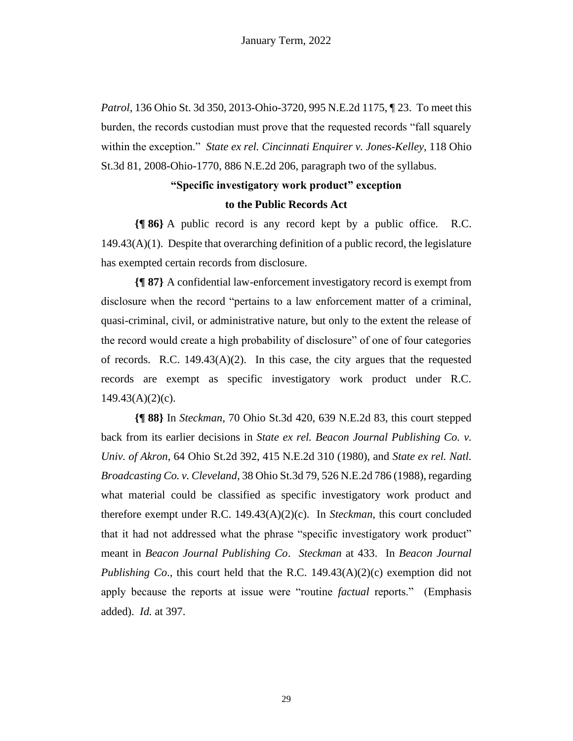*Patrol*, 136 Ohio St. 3d 350, 2013-Ohio-3720, 995 N.E.2d 1175, ¶ 23. To meet this burden, the records custodian must prove that the requested records "fall squarely within the exception." *State ex rel. Cincinnati Enquirer v. Jones-Kelley*, 118 Ohio St.3d 81, 2008-Ohio-1770, 886 N.E.2d 206, paragraph two of the syllabus.

**"Specific investigatory work product" exception to the Public Records Act**

**{¶ 86}** A public record is any record kept by a public office. R.C. 149.43(A)(1). Despite that overarching definition of a public record, the legislature has exempted certain records from disclosure.

**{¶ 87}** A confidential law-enforcement investigatory record is exempt from disclosure when the record "pertains to a law enforcement matter of a criminal, quasi-criminal, civil, or administrative nature, but only to the extent the release of the record would create a high probability of disclosure" of one of four categories of records. R.C. 149.43(A)(2). In this case, the city argues that the requested records are exempt as specific investigatory work product under R.C. 149.43(A)(2)(c).

**{¶ 88}** In *Steckman*, 70 Ohio St.3d 420, 639 N.E.2d 83, this court stepped back from its earlier decisions in *State ex rel. Beacon Journal Publishing Co. v. Univ. of Akron*, 64 Ohio St.2d 392, 415 N.E.2d 310 (1980), and *State ex rel. Natl. Broadcasting Co. v. Cleveland*, 38 Ohio St.3d 79, 526 N.E.2d 786 (1988), regarding what material could be classified as specific investigatory work product and therefore exempt under R.C. 149.43(A)(2)(c). In *Steckman*, this court concluded that it had not addressed what the phrase "specific investigatory work product" meant in *Beacon Journal Publishing Co*. *Steckman* at 433. In *Beacon Journal Publishing Co*., this court held that the R.C. 149.43(A)(2)(c) exemption did not apply because the reports at issue were "routine *factual* reports." (Emphasis added). *Id.* at 397.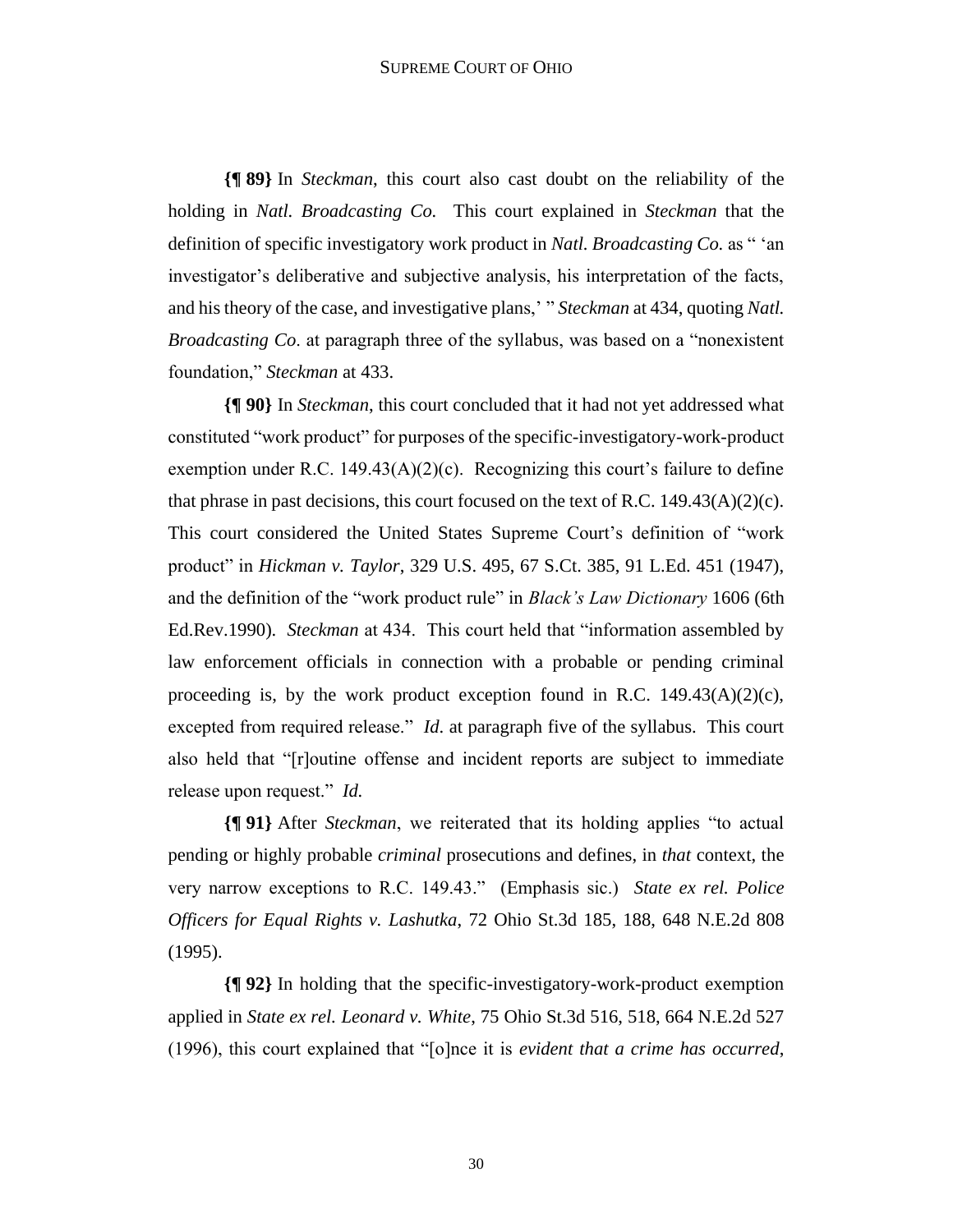**{¶ 89}** In *Steckman*, this court also cast doubt on the reliability of the holding in *Natl. Broadcasting Co.* This court explained in *Steckman* that the definition of specific investigatory work product in *Natl. Broadcasting Co.* as " 'an investigator's deliberative and subjective analysis, his interpretation of the facts, and his theory of the case, and investigative plans,' " *Steckman* at 434, quoting *Natl. Broadcasting Co*. at paragraph three of the syllabus, was based on a "nonexistent foundation," *Steckman* at 433.

**{¶ 90}** In *Steckman*, this court concluded that it had not yet addressed what constituted "work product" for purposes of the specific-investigatory-work-product exemption under R.C. 149.43(A)(2)(c). Recognizing this court's failure to define that phrase in past decisions, this court focused on the text of R.C. 149.43(A)(2)(c). This court considered the United States Supreme Court's definition of "work product" in *Hickman v. Taylor*, 329 U.S. 495, 67 S.Ct. 385, 91 L.Ed. 451 (1947), and the definition of the "work product rule" in *Black's Law Dictionary* 1606 (6th Ed.Rev.1990). *Steckman* at 434. This court held that "information assembled by law enforcement officials in connection with a probable or pending criminal proceeding is, by the work product exception found in R.C. 149.43(A)(2)(c), excepted from required release." *Id*. at paragraph five of the syllabus. This court also held that "[r]outine offense and incident reports are subject to immediate release upon request." *Id.*

**{¶ 91}** After *Steckman*, we reiterated that its holding applies "to actual pending or highly probable *criminal* prosecutions and defines, in *that* context, the very narrow exceptions to R.C. 149.43." (Emphasis sic.) *State ex rel. Police Officers for Equal Rights v. Lashutka*, 72 Ohio St.3d 185, 188, 648 N.E.2d 808 (1995).

**{¶ 92}** In holding that the specific-investigatory-work-product exemption applied in *State ex rel. Leonard v. White*, 75 Ohio St.3d 516, 518, 664 N.E.2d 527 (1996), this court explained that "[o]nce it is *evident that a crime has occurred*,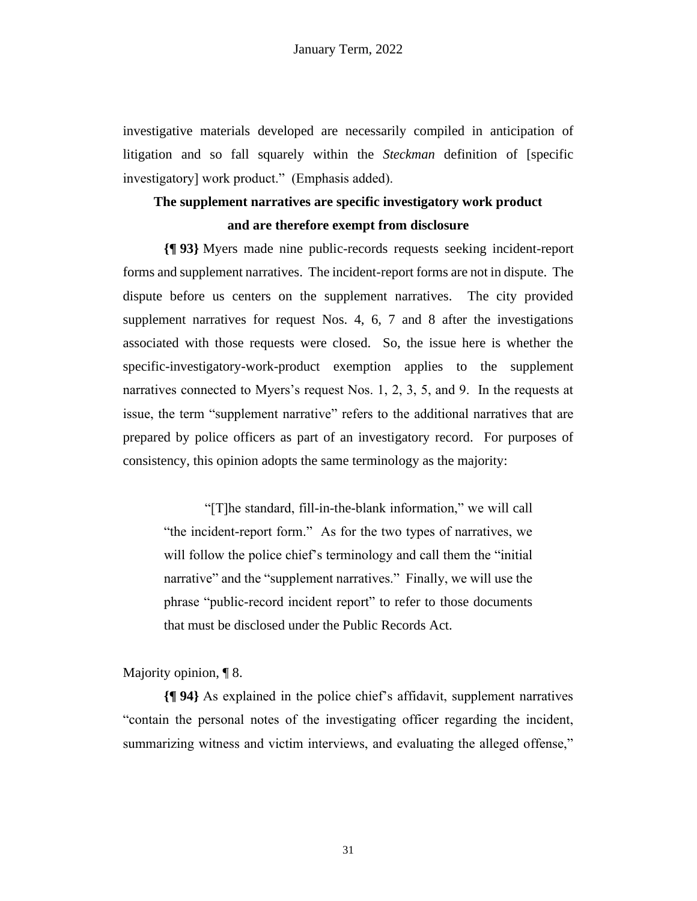investigative materials developed are necessarily compiled in anticipation of litigation and so fall squarely within the *Steckman* definition of [specific investigatory] work product." (Emphasis added).

**The supplement narratives are specific investigatory work product and are therefore exempt from disclosure**

**{¶ 93}** Myers made nine public-records requests seeking incident-report forms and supplement narratives. The incident-report forms are not in dispute. The dispute before us centers on the supplement narratives. The city provided supplement narratives for request Nos. 4, 6, 7 and 8 after the investigations associated with those requests were closed. So, the issue here is whether the specific-investigatory-work-product exemption applies to the supplement narratives connected to Myers's request Nos. 1, 2, 3, 5, and 9. In the requests at issue, the term "supplement narrative" refers to the additional narratives that are prepared by police officers as part of an investigatory record. For purposes of consistency, this opinion adopts the same terminology as the majority:

> "[T]he standard, fill-in-the-blank information," we will call "the incident-report form." As for the two types of narratives, we will follow the police chief's terminology and call them the "initial narrative" and the "supplement narratives." Finally, we will use the phrase "public-record incident report" to refer to those documents that must be disclosed under the Public Records Act.

Majority opinion, ¶ 8.

**{¶ 94}** As explained in the police chief's affidavit, supplement narratives "contain the personal notes of the investigating officer regarding the incident, summarizing witness and victim interviews, and evaluating the alleged offense,"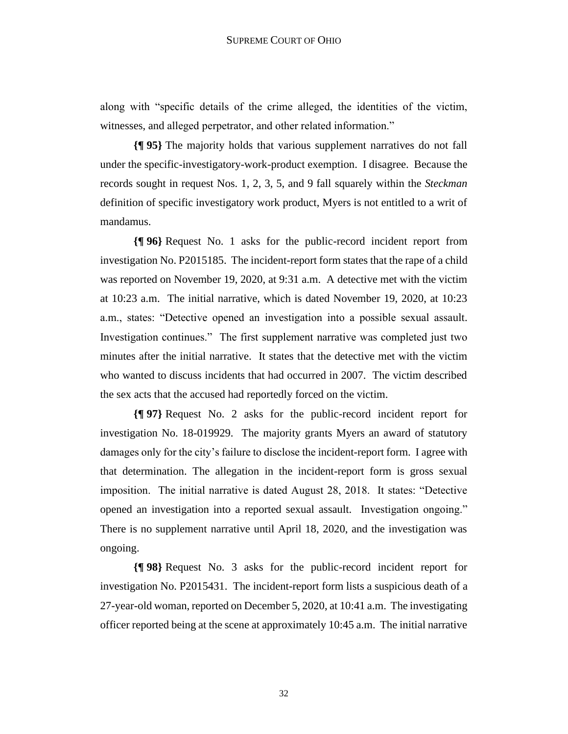along with "specific details of the crime alleged, the identities of the victim, witnesses, and alleged perpetrator, and other related information."

**{¶ 95}** The majority holds that various supplement narratives do not fall under the specific-investigatory-work-product exemption. I disagree. Because the records sought in request Nos. 1, 2, 3, 5, and 9 fall squarely within the *Steckman* definition of specific investigatory work product, Myers is not entitled to a writ of mandamus.

**{¶ 96}** Request No. 1 asks for the public-record incident report from investigation No. P2015185. The incident-report form states that the rape of a child was reported on November 19, 2020, at 9:31 a.m. A detective met with the victim at 10:23 a.m. The initial narrative, which is dated November 19, 2020, at 10:23 a.m., states: "Detective opened an investigation into a possible sexual assault. Investigation continues." The first supplement narrative was completed just two minutes after the initial narrative. It states that the detective met with the victim who wanted to discuss incidents that had occurred in 2007. The victim described the sex acts that the accused had reportedly forced on the victim.

**{¶ 97}** Request No. 2 asks for the public-record incident report for investigation No. 18-019929. The majority grants Myers an award of statutory damages only for the city's failure to disclose the incident-report form. I agree with that determination. The allegation in the incident-report form is gross sexual imposition. The initial narrative is dated August 28, 2018. It states: "Detective opened an investigation into a reported sexual assault. Investigation ongoing." There is no supplement narrative until April 18, 2020, and the investigation was ongoing.

**{¶ 98}** Request No. 3 asks for the public-record incident report for investigation No. P2015431. The incident-report form lists a suspicious death of a 27-year-old woman, reported on December 5, 2020, at 10:41 a.m. The investigating officer reported being at the scene at approximately 10:45 a.m. The initial narrative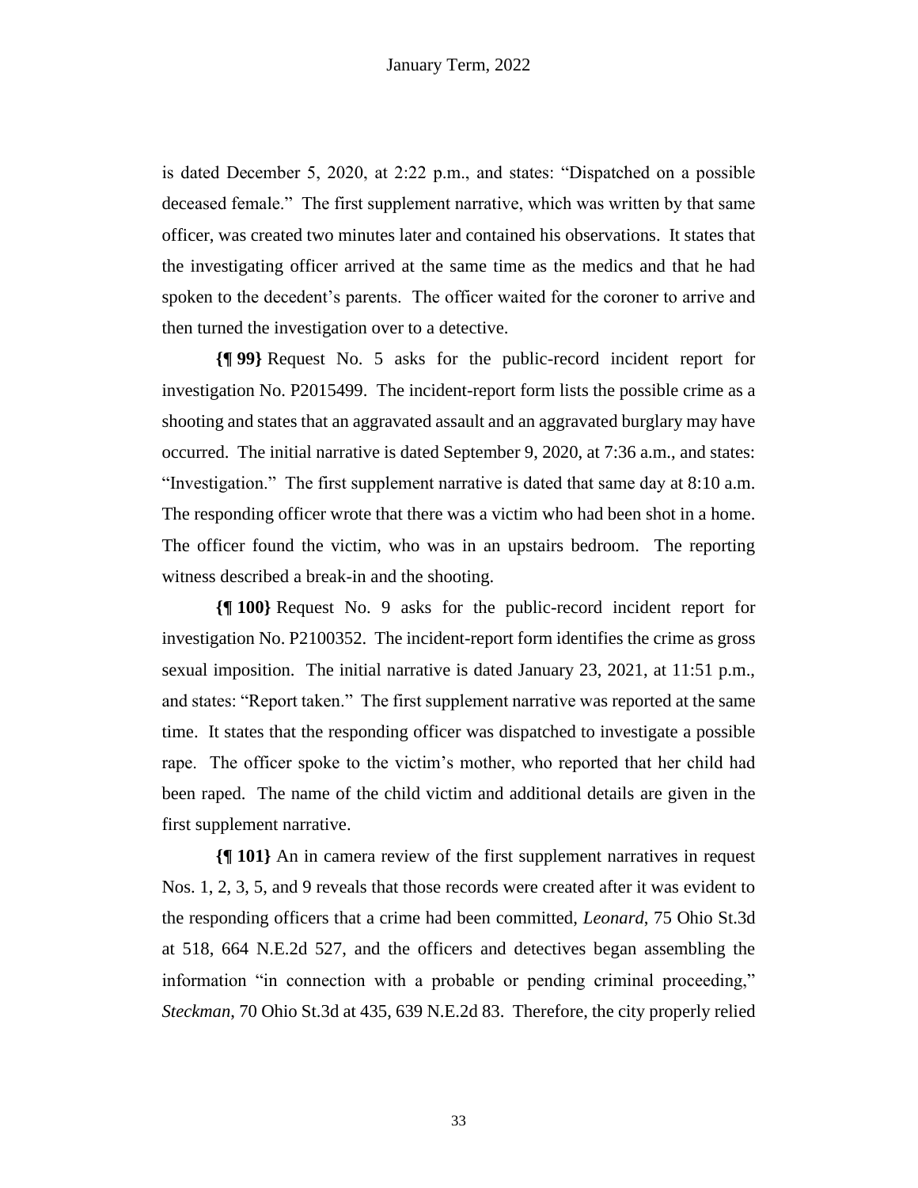is dated December 5, 2020, at 2:22 p.m., and states: "Dispatched on a possible deceased female." The first supplement narrative, which was written by that same officer, was created two minutes later and contained his observations. It states that the investigating officer arrived at the same time as the medics and that he had spoken to the decedent's parents. The officer waited for the coroner to arrive and then turned the investigation over to a detective.

**{¶ 99}** Request No. 5 asks for the public-record incident report for investigation No. P2015499. The incident-report form lists the possible crime as a shooting and states that an aggravated assault and an aggravated burglary may have occurred. The initial narrative is dated September 9, 2020, at 7:36 a.m., and states: "Investigation." The first supplement narrative is dated that same day at 8:10 a.m. The responding officer wrote that there was a victim who had been shot in a home. The officer found the victim, who was in an upstairs bedroom. The reporting witness described a break-in and the shooting.

**{¶ 100}** Request No. 9 asks for the public-record incident report for investigation No. P2100352. The incident-report form identifies the crime as gross sexual imposition. The initial narrative is dated January 23, 2021, at 11:51 p.m., and states: "Report taken." The first supplement narrative was reported at the same time. It states that the responding officer was dispatched to investigate a possible rape. The officer spoke to the victim's mother, who reported that her child had been raped. The name of the child victim and additional details are given in the first supplement narrative.

**{¶ 101}** An in camera review of the first supplement narratives in request Nos. 1, 2, 3, 5, and 9 reveals that those records were created after it was evident to the responding officers that a crime had been committed, *Leonard*, 75 Ohio St.3d at 518, 664 N.E.2d 527, and the officers and detectives began assembling the information "in connection with a probable or pending criminal proceeding," *Steckman*, 70 Ohio St.3d at 435, 639 N.E.2d 83. Therefore, the city properly relied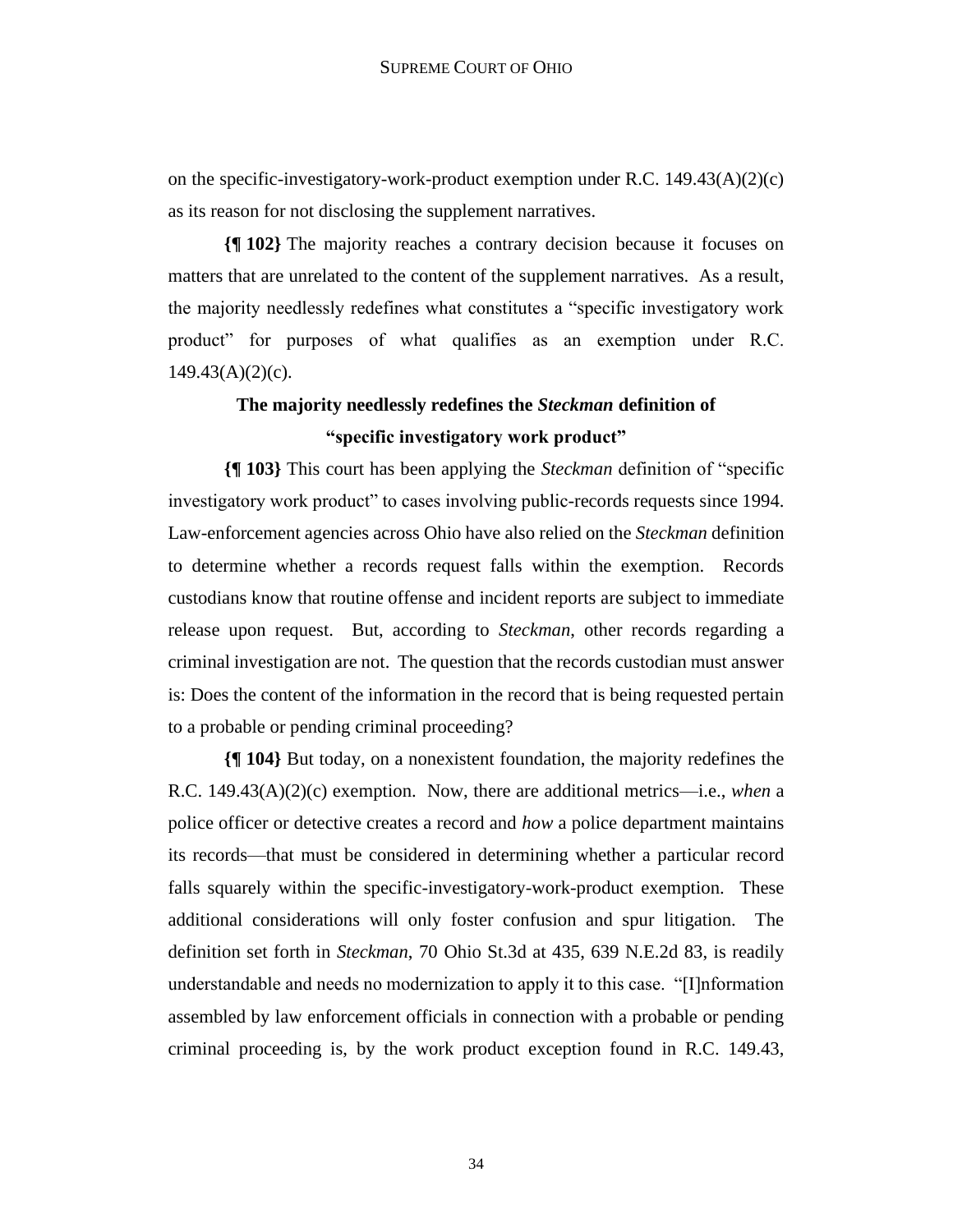on the specific-investigatory-work-product exemption under R.C. 149.43(A)(2)(c) as its reason for not disclosing the supplement narratives.

**{¶ 102}** The majority reaches a contrary decision because it focuses on matters that are unrelated to the content of the supplement narratives. As a result, the majority needlessly redefines what constitutes a "specific investigatory work product" for purposes of what qualifies as an exemption under R.C. 149.43(A)(2)(c).

**The majority needlessly redefines the *Steckman* definition of "specific investigatory work product"**

**{¶ 103}** This court has been applying the *Steckman* definition of "specific investigatory work product" to cases involving public-records requests since 1994. Law-enforcement agencies across Ohio have also relied on the *Steckman* definition to determine whether a records request falls within the exemption. Records custodians know that routine offense and incident reports are subject to immediate release upon request. But, according to *Steckman*, other records regarding a criminal investigation are not. The question that the records custodian must answer is: Does the content of the information in the record that is being requested pertain to a probable or pending criminal proceeding?

**{¶ 104}** But today, on a nonexistent foundation, the majority redefines the R.C. 149.43(A)(2)(c) exemption. Now, there are additional metrics—i.e., *when* a police officer or detective creates a record and *how* a police department maintains its records—that must be considered in determining whether a particular record falls squarely within the specific-investigatory-work-product exemption. These additional considerations will only foster confusion and spur litigation. The definition set forth in *Steckman*, 70 Ohio St.3d at 435, 639 N.E.2d 83, is readily understandable and needs no modernization to apply it to this case. "[I]nformation assembled by law enforcement officials in connection with a probable or pending criminal proceeding is, by the work product exception found in R.C. 149.43,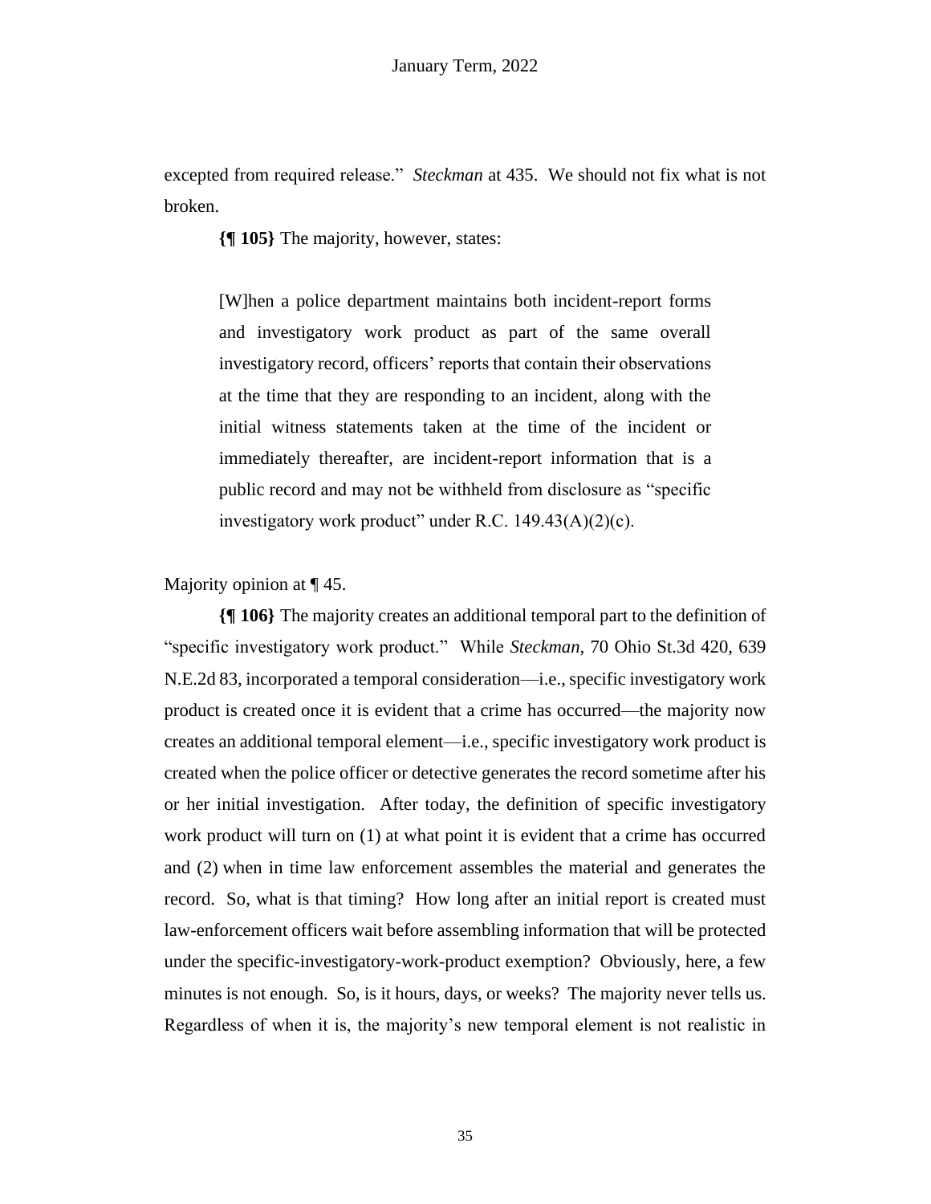excepted from required release." *Steckman* at 435. We should not fix what is not broken.

**{¶ 105}** The majority, however, states:

> [W]hen a police department maintains both incident-report forms and investigatory work product as part of the same overall investigatory record, officers' reports that contain their observations at the time that they are responding to an incident, along with the initial witness statements taken at the time of the incident or immediately thereafter, are incident-report information that is a public record and may not be withheld from disclosure as "specific investigatory work product" under R.C. 149.43(A)(2)(c).

Majority opinion at ¶ 45.

**{¶ 106}** The majority creates an additional temporal part to the definition of "specific investigatory work product." While *Steckman*, 70 Ohio St.3d 420, 639 N.E.2d 83, incorporated a temporal consideration—i.e., specific investigatory work product is created once it is evident that a crime has occurred—the majority now creates an additional temporal element—i.e., specific investigatory work product is created when the police officer or detective generates the record sometime after his or her initial investigation. After today, the definition of specific investigatory work product will turn on (1) at what point it is evident that a crime has occurred and (2) when in time law enforcement assembles the material and generates the record. So, what is that timing? How long after an initial report is created must law-enforcement officers wait before assembling information that will be protected under the specific-investigatory-work-product exemption? Obviously, here, a few minutes is not enough. So, is it hours, days, or weeks? The majority never tells us. Regardless of when it is, the majority's new temporal element is not realistic in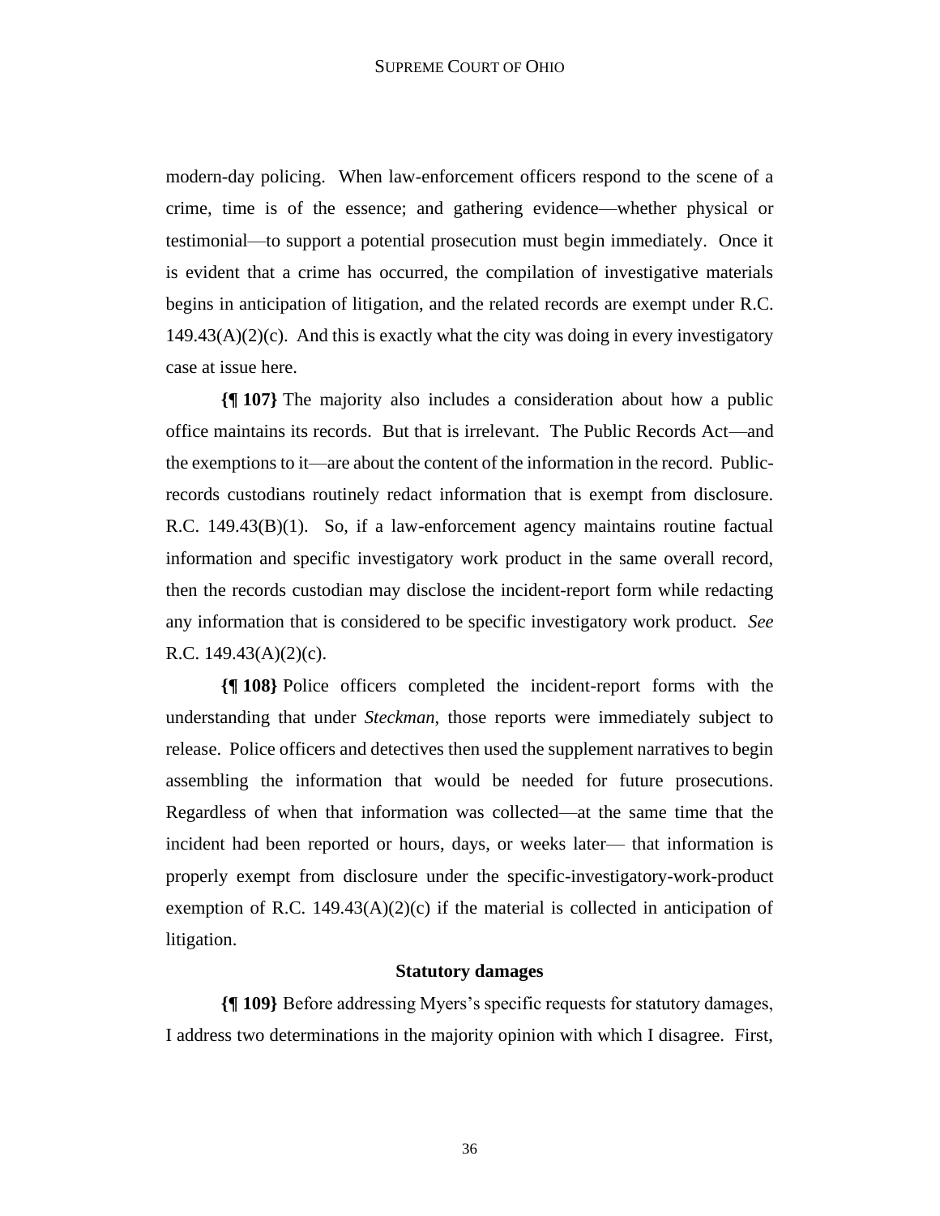modern-day policing. When law-enforcement officers respond to the scene of a crime, time is of the essence; and gathering evidence—whether physical or testimonial—to support a potential prosecution must begin immediately. Once it is evident that a crime has occurred, the compilation of investigative materials begins in anticipation of litigation, and the related records are exempt under R.C. 149.43(A)(2)(c). And this is exactly what the city was doing in every investigatory case at issue here.

**{¶ 107}** The majority also includes a consideration about how a public office maintains its records. But that is irrelevant. The Public Records Act—and the exemptions to it—are about the content of the information in the record. Public-records custodians routinely redact information that is exempt from disclosure. R.C. 149.43(B)(1). So, if a law-enforcement agency maintains routine factual information and specific investigatory work product in the same overall record, then the records custodian may disclose the incident-report form while redacting any information that is considered to be specific investigatory work product. *See* R.C. 149.43(A)(2)(c).

**{¶ 108}** Police officers completed the incident-report forms with the understanding that under *Steckman*, those reports were immediately subject to release. Police officers and detectives then used the supplement narratives to begin assembling the information that would be needed for future prosecutions. Regardless of when that information was collected—at the same time that the incident had been reported or hours, days, or weeks later— that information is properly exempt from disclosure under the specific-investigatory-work-product exemption of R.C. 149.43(A)(2)(c) if the material is collected in anticipation of litigation.

**Statutory damages**

**{¶ 109}** Before addressing Myers's specific requests for statutory damages, I address two determinations in the majority opinion with which I disagree. First,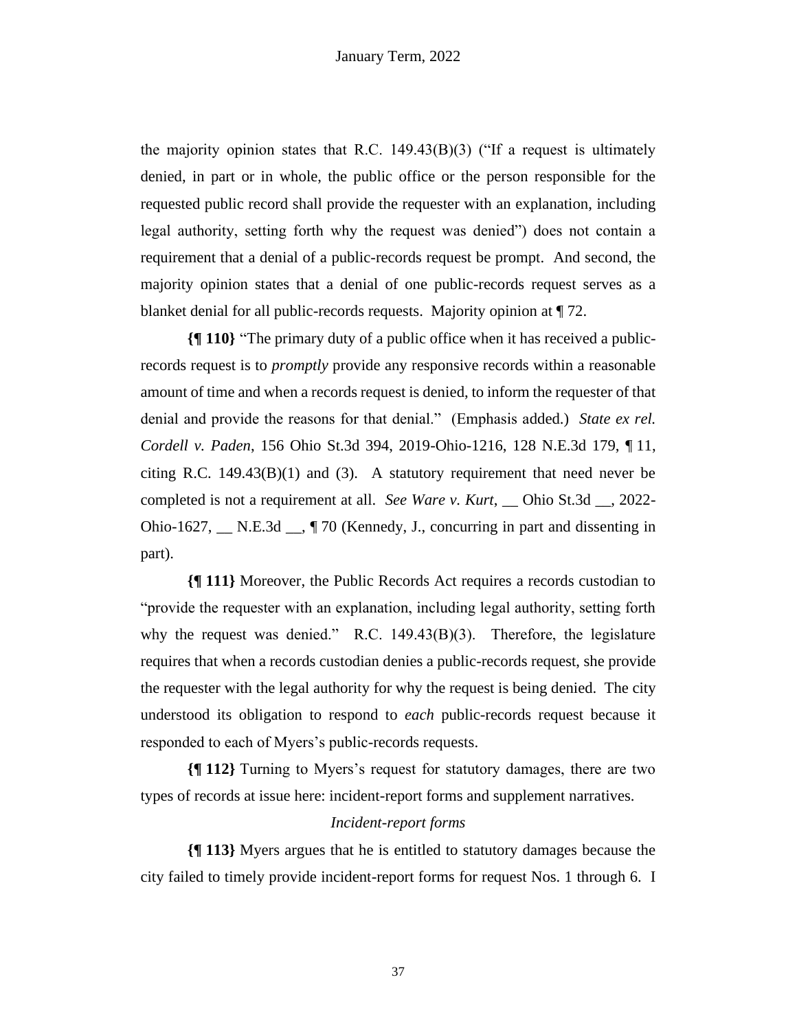the majority opinion states that R.C. 149.43(B)(3) ("If a request is ultimately denied, in part or in whole, the public office or the person responsible for the requested public record shall provide the requester with an explanation, including legal authority, setting forth why the request was denied") does not contain a requirement that a denial of a public-records request be prompt. And second, the majority opinion states that a denial of one public-records request serves as a blanket denial for all public-records requests. Majority opinion at ¶ 72.

**{¶ 110}** "The primary duty of a public office when it has received a public-records request is to *promptly* provide any responsive records within a reasonable amount of time and when a records request is denied, to inform the requester of that denial and provide the reasons for that denial." (Emphasis added.) *State ex rel. Cordell v. Paden*, 156 Ohio St.3d 394, 2019-Ohio-1216, 128 N.E.3d 179, ¶ 11, citing R.C. 149.43(B)(1) and (3). A statutory requirement that need never be completed is not a requirement at all. *See Ware v. Kurt*, __ Ohio St.3d __, 2022-Ohio-1627, __ N.E.3d __, ¶ 70 (Kennedy, J., concurring in part and dissenting in part).

**{¶ 111}** Moreover, the Public Records Act requires a records custodian to "provide the requester with an explanation, including legal authority, setting forth why the request was denied." R.C. 149.43(B)(3). Therefore, the legislature requires that when a records custodian denies a public-records request, she provide the requester with the legal authority for why the request is being denied. The city understood its obligation to respond to *each* public-records request because it responded to each of Myers's public-records requests.

**{¶ 112}** Turning to Myers's request for statutory damages, there are two types of records at issue here: incident-report forms and supplement narratives.

*Incident-report forms*

**{¶ 113}** Myers argues that he is entitled to statutory damages because the city failed to timely provide incident-report forms for request Nos. 1 through 6. I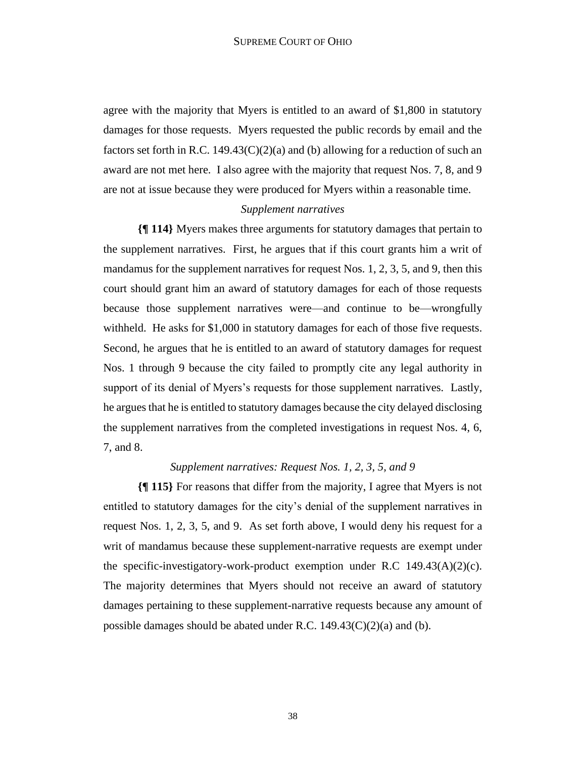agree with the majority that Myers is entitled to an award of $1,800 in statutory damages for those requests. Myers requested the public records by email and the factors set forth in R.C. 149.43(C)(2)(a) and (b) allowing for a reduction of such an award are not met here. I also agree with the majority that request Nos. 7, 8, and 9 are not at issue because they were produced for Myers within a reasonable time.

*Supplement narratives*

**{¶ 114}** Myers makes three arguments for statutory damages that pertain to the supplement narratives. First, he argues that if this court grants him a writ of mandamus for the supplement narratives for request Nos. 1, 2, 3, 5, and 9, then this court should grant him an award of statutory damages for each of those requests because those supplement narratives were—and continue to be—wrongfully withheld. He asks for $1,000 in statutory damages for each of those five requests. Second, he argues that he is entitled to an award of statutory damages for request Nos. 1 through 9 because the city failed to promptly cite any legal authority in support of its denial of Myers's requests for those supplement narratives. Lastly, he argues that he is entitled to statutory damages because the city delayed disclosing the supplement narratives from the completed investigations in request Nos. 4, 6, 7, and 8.

*Supplement narratives: Request Nos. 1, 2, 3, 5, and 9*

**{¶ 115}** For reasons that differ from the majority, I agree that Myers is not entitled to statutory damages for the city's denial of the supplement narratives in request Nos. 1, 2, 3, 5, and 9. As set forth above, I would deny his request for a writ of mandamus because these supplement-narrative requests are exempt under the specific-investigatory-work-product exemption under R.C 149.43(A)(2)(c). The majority determines that Myers should not receive an award of statutory damages pertaining to these supplement-narrative requests because any amount of possible damages should be abated under R.C. 149.43(C)(2)(a) and (b).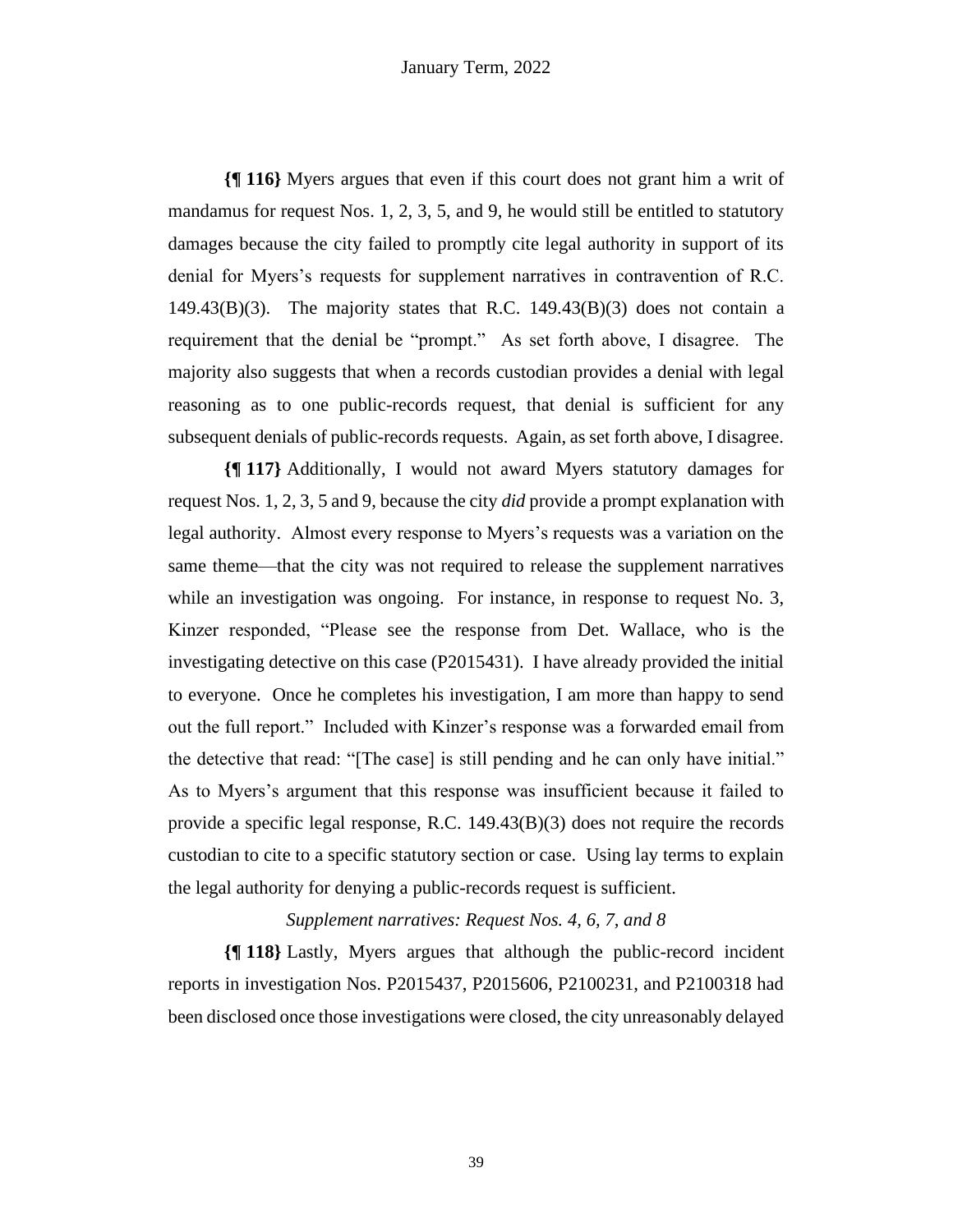**{¶ 116}** Myers argues that even if this court does not grant him a writ of mandamus for request Nos. 1, 2, 3, 5, and 9, he would still be entitled to statutory damages because the city failed to promptly cite legal authority in support of its denial for Myers's requests for supplement narratives in contravention of R.C. 149.43(B)(3). The majority states that R.C. 149.43(B)(3) does not contain a requirement that the denial be "prompt." As set forth above, I disagree. The majority also suggests that when a records custodian provides a denial with legal reasoning as to one public-records request, that denial is sufficient for any subsequent denials of public-records requests. Again, as set forth above, I disagree.

**{¶ 117}** Additionally, I would not award Myers statutory damages for request Nos. 1, 2, 3, 5 and 9, because the city *did* provide a prompt explanation with legal authority. Almost every response to Myers's requests was a variation on the same theme—that the city was not required to release the supplement narratives while an investigation was ongoing. For instance, in response to request No. 3, Kinzer responded, "Please see the response from Det. Wallace, who is the investigating detective on this case (P2015431). I have already provided the initial to everyone. Once he completes his investigation, I am more than happy to send out the full report." Included with Kinzer's response was a forwarded email from the detective that read: "[The case] is still pending and he can only have initial." As to Myers's argument that this response was insufficient because it failed to provide a specific legal response, R.C. 149.43(B)(3) does not require the records custodian to cite to a specific statutory section or case. Using lay terms to explain the legal authority for denying a public-records request is sufficient.

*Supplement narratives: Request Nos. 4, 6, 7, and 8*

**{¶ 118}** Lastly, Myers argues that although the public-record incident reports in investigation Nos. P2015437, P2015606, P2100231, and P2100318 had been disclosed once those investigations were closed, the city unreasonably delayed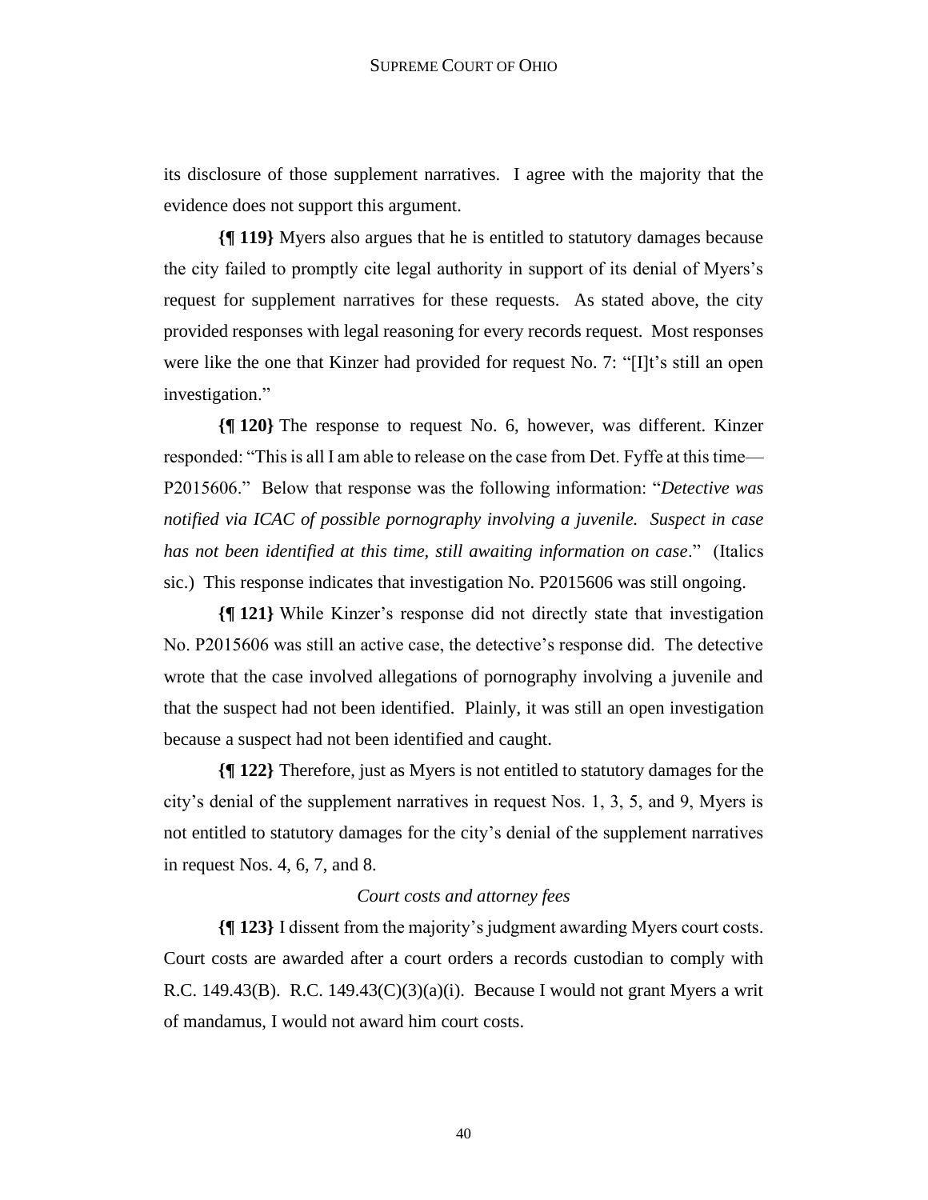its disclosure of those supplement narratives. I agree with the majority that the evidence does not support this argument.

**{¶ 119}** Myers also argues that he is entitled to statutory damages because the city failed to promptly cite legal authority in support of its denial of Myers's request for supplement narratives for these requests. As stated above, the city provided responses with legal reasoning for every records request. Most responses were like the one that Kinzer had provided for request No. 7: "[I]t's still an open investigation."

**{¶ 120}** The response to request No. 6, however, was different. Kinzer responded: "This is all I am able to release on the case from Det. Fyffe at this time—P2015606." Below that response was the following information: "*Detective was notified via ICAC of possible pornography involving a juvenile. Suspect in case has not been identified at this time, still awaiting information on case*." (Italics sic.) This response indicates that investigation No. P2015606 was still ongoing.

**{¶ 121}** While Kinzer's response did not directly state that investigation No. P2015606 was still an active case, the detective's response did. The detective wrote that the case involved allegations of pornography involving a juvenile and that the suspect had not been identified. Plainly, it was still an open investigation because a suspect had not been identified and caught.

**{¶ 122}** Therefore, just as Myers is not entitled to statutory damages for the city's denial of the supplement narratives in request Nos. 1, 3, 5, and 9, Myers is not entitled to statutory damages for the city's denial of the supplement narratives in request Nos. 4, 6, 7, and 8.

*Court costs and attorney fees*

**{¶ 123}** I dissent from the majority's judgment awarding Myers court costs. Court costs are awarded after a court orders a records custodian to comply with R.C. 149.43(B). R.C. 149.43(C)(3)(a)(i). Because I would not grant Myers a writ of mandamus, I would not award him court costs.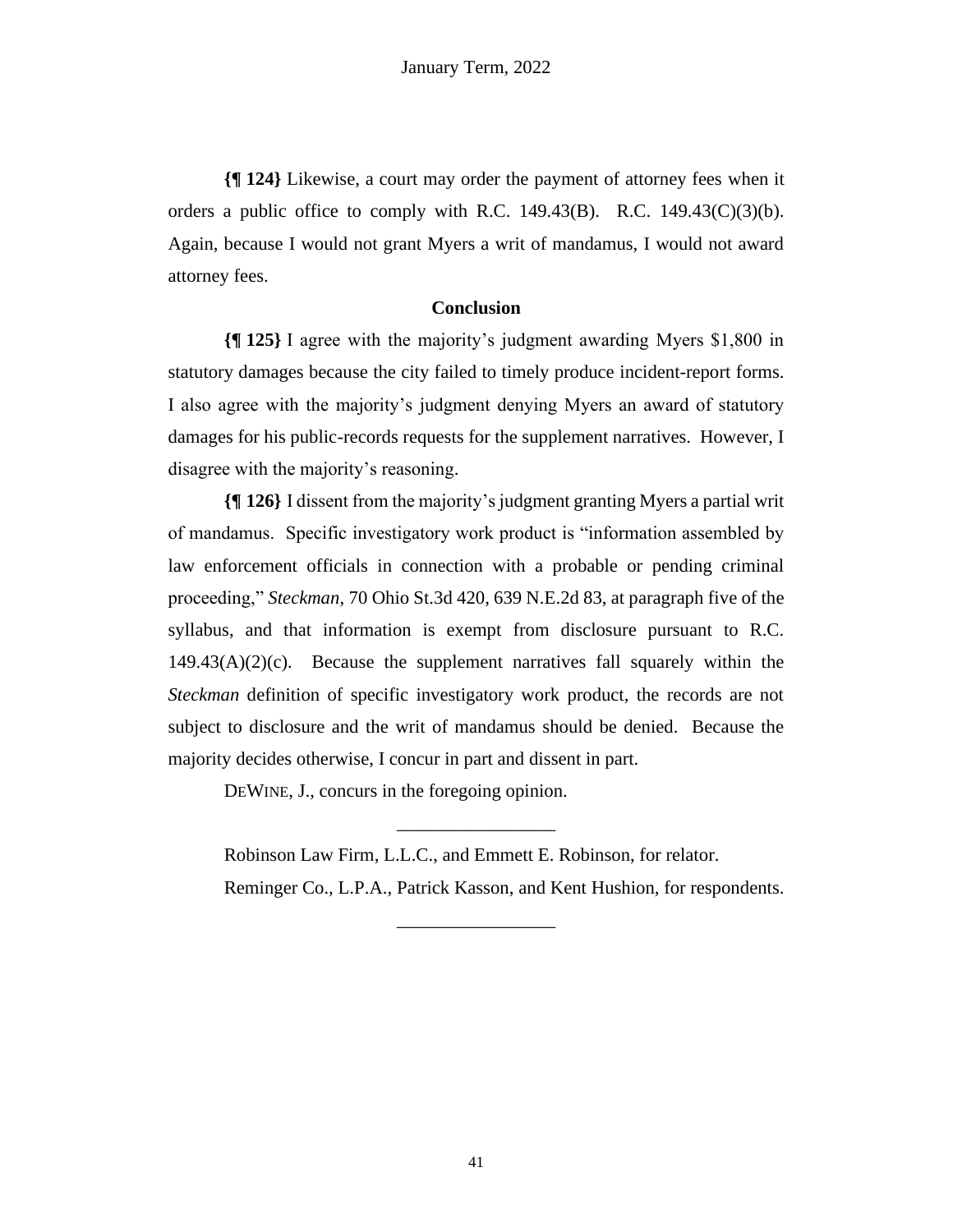**{¶ 124}** Likewise, a court may order the payment of attorney fees when it orders a public office to comply with R.C. 149.43(B). R.C. 149.43(C)(3)(b). Again, because I would not grant Myers a writ of mandamus, I would not award attorney fees.

### Conclusion

**{¶ 125}** I agree with the majority's judgment awarding Myers $1,800 in statutory damages because the city failed to timely produce incident-report forms. I also agree with the majority's judgment denying Myers an award of statutory damages for his public-records requests for the supplement narratives. However, I disagree with the majority's reasoning.

**{¶ 126}** I dissent from the majority's judgment granting Myers a partial writ of mandamus. Specific investigatory work product is "information assembled by law enforcement officials in connection with a probable or pending criminal proceeding," *Steckman*, 70 Ohio St.3d 420, 639 N.E.2d 83, at paragraph five of the syllabus, and that information is exempt from disclosure pursuant to R.C. 149.43(A)(2)(c). Because the supplement narratives fall squarely within the *Steckman* definition of specific investigatory work product, the records are not subject to disclosure and the writ of mandamus should be denied. Because the majority decides otherwise, I concur in part and dissent in part.

DEWINE, J., concurs in the foregoing opinion.

---

Robinson Law Firm, L.L.C., and Emmett E. Robinson, for relator.

Reminger Co., L.P.A., Patrick Kasson, and Kent Hushion, for respondents.

---